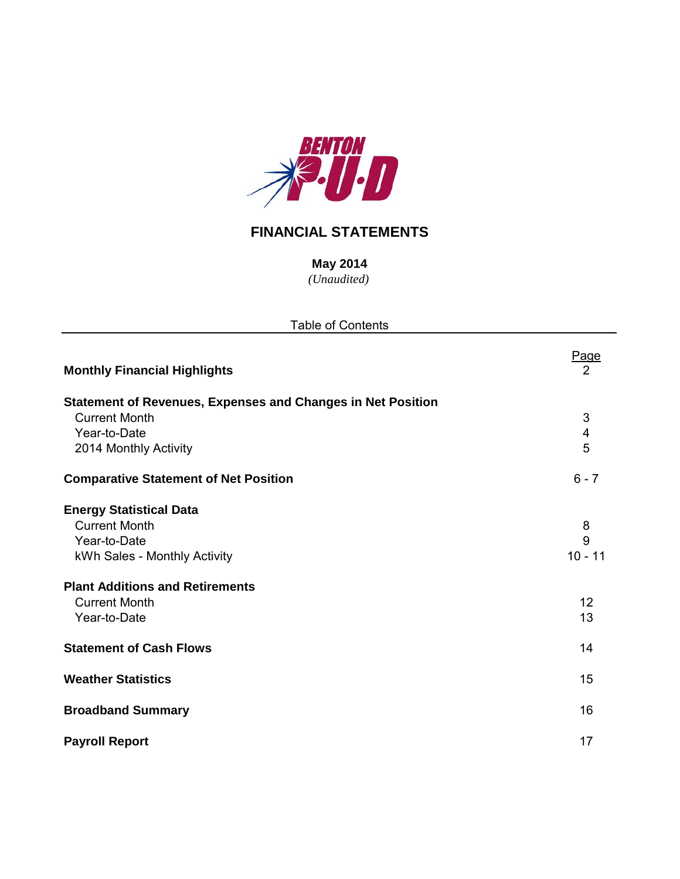BENTON P·U·D

# FINANCIAL STATEMENTS

**May 2014**

*(Unaudited)*

Table of Contents

| | Page |
|---|---|
| **Monthly Financial Highlights** | 2 |
| **Statement of Revenues, Expenses and Changes in Net Position** | |
| Current Month | 3 |
| Year-to-Date | 4 |
| 2014 Monthly Activity | 5 |
| **Comparative Statement of Net Position** | 6 - 7 |
| **Energy Statistical Data** | |
| Current Month | 8 |
| Year-to-Date | 9 |
| kWh Sales - Monthly Activity | 10 - 11 |
| **Plant Additions and Retirements** | |
| Current Month | 12 |
| Year-to-Date | 13 |
| **Statement of Cash Flows** | 14 |
| **Weather Statistics** | 15 |
| **Broadband Summary** | 16 |
| **Payroll Report** | 17 |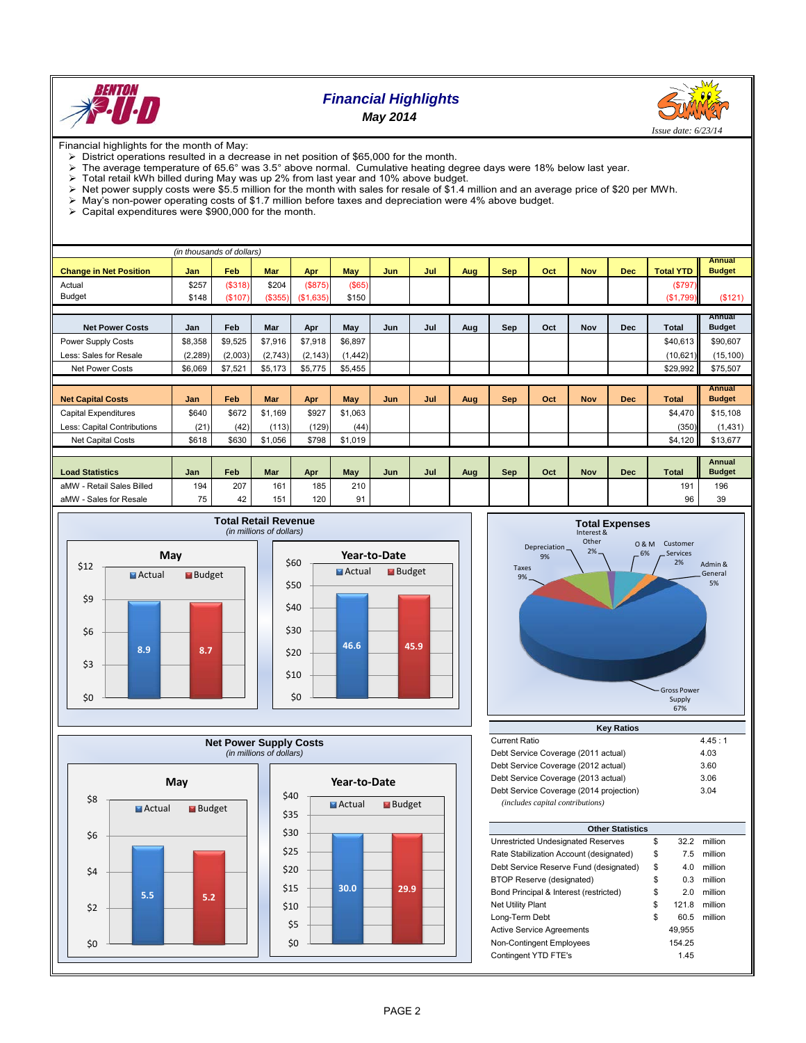# Financial Highlights

## May 2014

*Issue date: 6/23/14*

Financial highlights for the month of May:

- District operations resulted in a decrease in net position of $65,000 for the month.
- The average temperature of 65.6° was 3.5° above normal. Cumulative heating degree days were 18% below last year.
- Total retail kWh billed during May was up 2% from last year and 10% above budget.
- Net power supply costs were $5.5 million for the month with sales for resale of $1.4 million and an average price of $20 per MWh.
- May's non-power operating costs of $1.7 million before taxes and depreciation were 4% above budget.
- Capital expenditures were $900,000 for the month.

*(in thousands of dollars)*

| Change in Net Position | Jan | Feb | Mar | Apr | May | Jun | Jul | Aug | Sep | Oct | Nov | Dec | Total YTD | Annual Budget |
|---|---|---|---|---|---|---|---|---|---|---|---|---|---|---|
| Actual | $257 | ($318) | $204 | ($875) | ($65) | | | | | | | | ($797) | |
| Budget | $148 | ($107) | ($355) | ($1,635) | $150 | | | | | | | | ($1,799) | ($121) |

| Net Power Costs | Jan | Feb | Mar | Apr | May | Jun | Jul | Aug | Sep | Oct | Nov | Dec | Total | Annual Budget |
|---|---|---|---|---|---|---|---|---|---|---|---|---|---|---|
| Power Supply Costs | $8,358 | $9,525 | $7,916 | $7,918 | $6,897 | | | | | | | | $40,613 | $90,607 |
| Less: Sales for Resale | (2,289) | (2,003) | (2,743) | (2,143) | (1,442) | | | | | | | | (10,621) | (15,100) |
| Net Power Costs | $6,069 | $7,521 | $5,173 | $5,775 | $5,455 | | | | | | | | $29,992 | $75,507 |

| Net Capital Costs | Jan | Feb | Mar | Apr | May | Jun | Jul | Aug | Sep | Oct | Nov | Dec | Total | Annual Budget |
|---|---|---|---|---|---|---|---|---|---|---|---|---|---|---|
| Capital Expenditures | $640 | $672 | $1,169 | $927 | $1,063 | | | | | | | | $4,470 | $15,108 |
| Less: Capital Contributions | (21) | (42) | (113) | (129) | (44) | | | | | | | | (350) | (1,431) |
| Net Capital Costs | $618 | $630 | $1,056 | $798 | $1,019 | | | | | | | | $4,120 | $13,677 |

| Load Statistics | Jan | Feb | Mar | Apr | May | Jun | Jul | Aug | Sep | Oct | Nov | Dec | Total | Annual Budget |
|---|---|---|---|---|---|---|---|---|---|---|---|---|---|---|
| aMW - Retail Sales Billed | 194 | 207 | 161 | 185 | 210 | | | | | | | | 191 | 196 |
| aMW - Sales for Resale | 75 | 42 | 151 | 120 | 91 | | | | | | | | 96 | 39 |

### Total Retail Revenue
*(in millions of dollars)*

| | Actual | Budget |
|---|---|---|
| May | 8.9 | 8.7 |
| Year-to-Date | 46.6 | 45.9 |

### Total Expenses

| Category | % |
|---|---|
| Gross Power Supply | 67% |
| Depreciation | 9% |
| Taxes | 9% |
| Interest & Other | 2% |
| O & M | 6% |
| Customer Services | 2% |
| Admin & General | 5% |

### Net Power Supply Costs
*(in millions of dollars)*

| | Actual | Budget |
|---|---|---|
| May | 5.5 | 5.2 |
| Year-to-Date | 30.0 | 29.9 |

### Key Ratios

| | |
|---|---|
| Current Ratio | 4.45 : 1 |
| Debt Service Coverage (2011 actual) | 4.03 |
| Debt Service Coverage (2012 actual) | 3.60 |
| Debt Service Coverage (2013 actual) | 3.06 |
| Debt Service Coverage (2014 projection) | 3.04 |

*(includes capital contributions)*

### Other Statistics

| | | |
|---|---|---|
| Unrestricted Undesignated Reserves | $ 32.2 | million |
| Rate Stabilization Account (designated) | $ 7.5 | million |
| Debt Service Reserve Fund (designated) | $ 4.0 | million |
| BTOP Reserve (designated) | $ 0.3 | million |
| Bond Principal & Interest (restricted) | $ 2.0 | million |
| Net Utility Plant | $ 121.8 | million |
| Long-Term Debt | $ 60.5 | million |
| Active Service Agreements | 49,955 | |
| Non-Contingent Employees | 154.25 | |
| Contingent YTD FTE's | 1.45 | |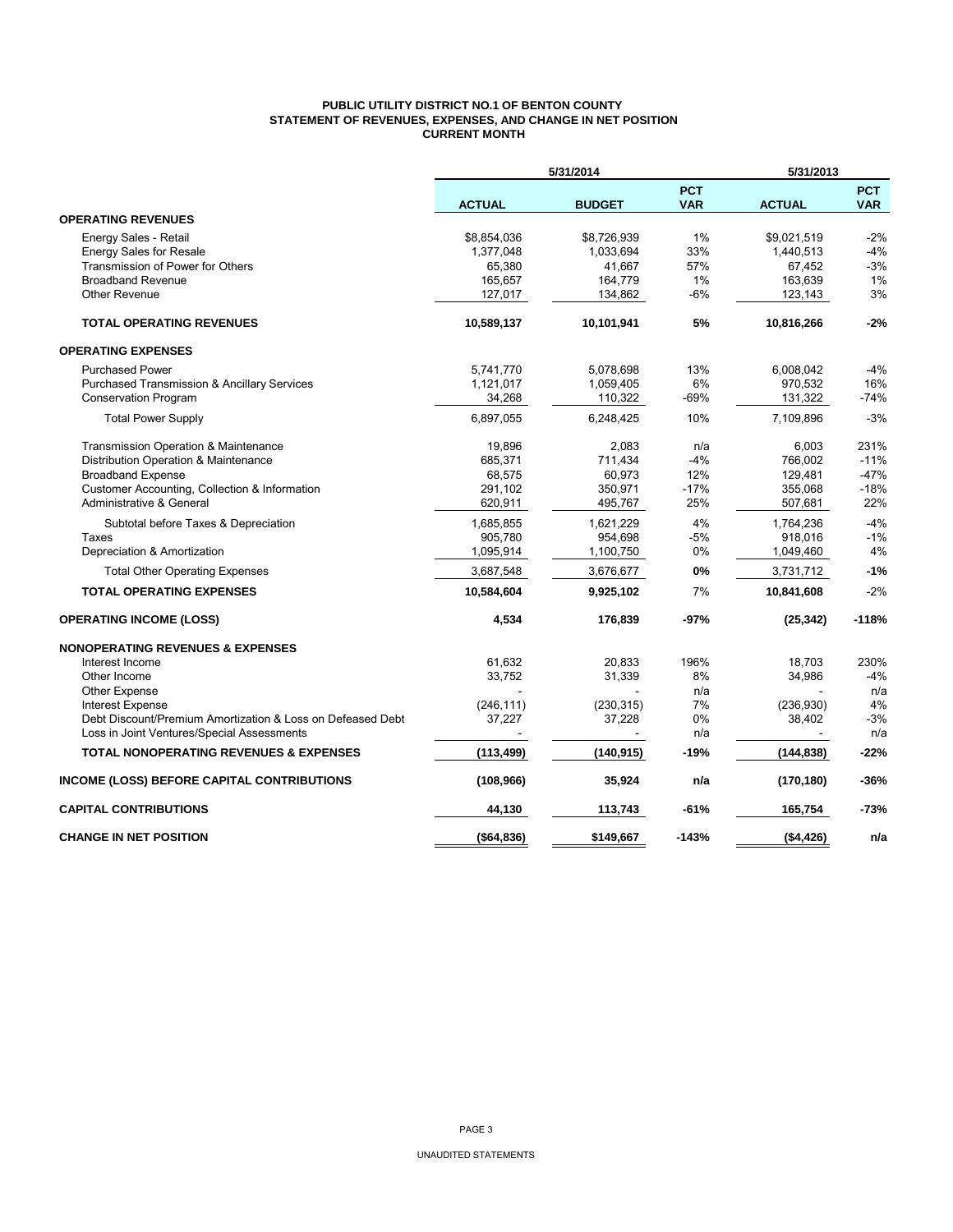# PUBLIC UTILITY DISTRICT NO.1 OF BENTON COUNTY
## STATEMENT OF REVENUES, EXPENSES, AND CHANGE IN NET POSITION
### CURRENT MONTH

| | 5/31/2014 | | | 5/31/2013 | |
|---|---|---|---|---|---|
| | **ACTUAL** | **BUDGET** | **PCT VAR** | **ACTUAL** | **PCT VAR** |
| **OPERATING REVENUES** | | | | | |
| Energy Sales - Retail | $8,854,036 | $8,726,939 | 1% | $9,021,519 | -2% |
| Energy Sales for Resale | 1,377,048 | 1,033,694 | 33% | 1,440,513 | -4% |
| Transmission of Power for Others | 65,380 | 41,667 | 57% | 67,452 | -3% |
| Broadband Revenue | 165,657 | 164,779 | 1% | 163,639 | 1% |
| Other Revenue | 127,017 | 134,862 | -6% | 123,143 | 3% |
| **TOTAL OPERATING REVENUES** | **10,589,137** | **10,101,941** | **5%** | **10,816,266** | **-2%** |
| **OPERATING EXPENSES** | | | | | |
| Purchased Power | 5,741,770 | 5,078,698 | 13% | 6,008,042 | -4% |
| Purchased Transmission & Ancillary Services | 1,121,017 | 1,059,405 | 6% | 970,532 | 16% |
| Conservation Program | 34,268 | 110,322 | -69% | 131,322 | -74% |
| Total Power Supply | 6,897,055 | 6,248,425 | 10% | 7,109,896 | -3% |
| Transmission Operation & Maintenance | 19,896 | 2,083 | n/a | 6,003 | 231% |
| Distribution Operation & Maintenance | 685,371 | 711,434 | -4% | 766,002 | -11% |
| Broadband Expense | 68,575 | 60,973 | 12% | 129,481 | -47% |
| Customer Accounting, Collection & Information | 291,102 | 350,971 | -17% | 355,068 | -18% |
| Administrative & General | 620,911 | 495,767 | 25% | 507,681 | 22% |
| Subtotal before Taxes & Depreciation | 1,685,855 | 1,621,229 | 4% | 1,764,236 | -4% |
| Taxes | 905,780 | 954,698 | -5% | 918,016 | -1% |
| Depreciation & Amortization | 1,095,914 | 1,100,750 | 0% | 1,049,460 | 4% |
| Total Other Operating Expenses | 3,687,548 | 3,676,677 | **0%** | 3,731,712 | **-1%** |
| **TOTAL OPERATING EXPENSES** | **10,584,604** | **9,925,102** | 7% | **10,841,608** | -2% |
| **OPERATING INCOME (LOSS)** | **4,534** | **176,839** | **-97%** | **(25,342)** | **-118%** |
| **NONOPERATING REVENUES & EXPENSES** | | | | | |
| Interest Income | 61,632 | 20,833 | 196% | 18,703 | 230% |
| Other Income | 33,752 | 31,339 | 8% | 34,986 | -4% |
| Other Expense | - | - | n/a | - | n/a |
| Interest Expense | (246,111) | (230,315) | 7% | (236,930) | 4% |
| Debt Discount/Premium Amortization & Loss on Defeased Debt | 37,227 | 37,228 | 0% | 38,402 | -3% |
| Loss in Joint Ventures/Special Assessments | - | - | n/a | - | n/a |
| **TOTAL NONOPERATING REVENUES & EXPENSES** | **(113,499)** | **(140,915)** | **-19%** | **(144,838)** | **-22%** |
| **INCOME (LOSS) BEFORE CAPITAL CONTRIBUTIONS** | **(108,966)** | **35,924** | **n/a** | **(170,180)** | **-36%** |
| **CAPITAL CONTRIBUTIONS** | **44,130** | **113,743** | **-61%** | **165,754** | **-73%** |
| **CHANGE IN NET POSITION** | **($64,836)** | **$149,667** | **-143%** | **($4,426)** | **n/a** |

UNAUDITED STATEMENTS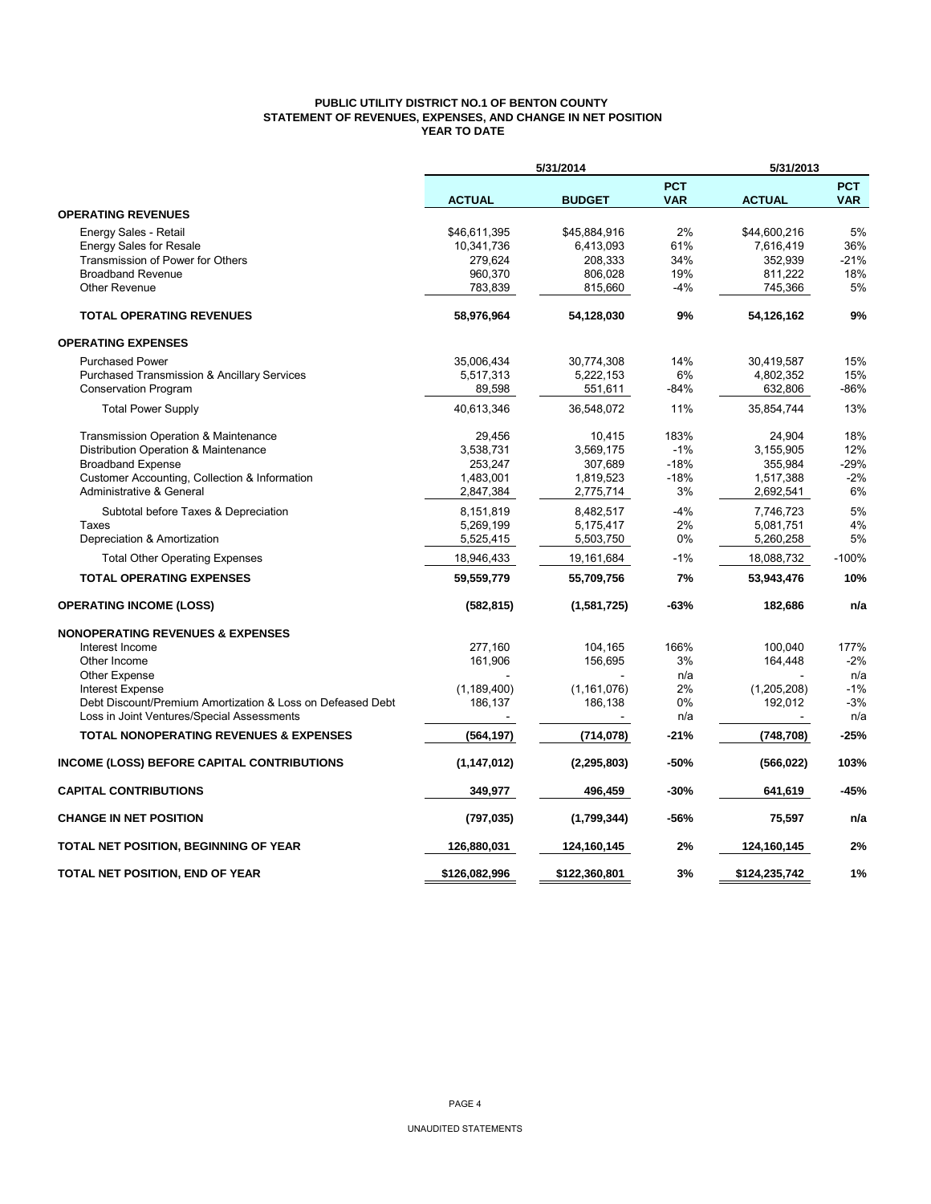**PUBLIC UTILITY DISTRICT NO.1 OF BENTON COUNTY**
**STATEMENT OF REVENUES, EXPENSES, AND CHANGE IN NET POSITION**
**YEAR TO DATE**

| | 5/31/2014 | | | 5/31/2013 | |
|---|---|---|---|---|---|
| | **ACTUAL** | **BUDGET** | **PCT VAR** | **ACTUAL** | **PCT VAR** |
| **OPERATING REVENUES** | | | | | |
| Energy Sales - Retail | $46,611,395 | $45,884,916 | 2% | $44,600,216 | 5% |
| Energy Sales for Resale | 10,341,736 | 6,413,093 | 61% | 7,616,419 | 36% |
| Transmission of Power for Others | 279,624 | 208,333 | 34% | 352,939 | -21% |
| Broadband Revenue | 960,370 | 806,028 | 19% | 811,222 | 18% |
| Other Revenue | 783,839 | 815,660 | -4% | 745,366 | 5% |
| **TOTAL OPERATING REVENUES** | **58,976,964** | **54,128,030** | **9%** | **54,126,162** | **9%** |
| **OPERATING EXPENSES** | | | | | |
| Purchased Power | 35,006,434 | 30,774,308 | 14% | 30,419,587 | 15% |
| Purchased Transmission & Ancillary Services | 5,517,313 | 5,222,153 | 6% | 4,802,352 | 15% |
| Conservation Program | 89,598 | 551,611 | -84% | 632,806 | -86% |
| Total Power Supply | 40,613,346 | 36,548,072 | 11% | 35,854,744 | 13% |
| Transmission Operation & Maintenance | 29,456 | 10,415 | 183% | 24,904 | 18% |
| Distribution Operation & Maintenance | 3,538,731 | 3,569,175 | -1% | 3,155,905 | 12% |
| Broadband Expense | 253,247 | 307,689 | -18% | 355,984 | -29% |
| Customer Accounting, Collection & Information | 1,483,001 | 1,819,523 | -18% | 1,517,388 | -2% |
| Administrative & General | 2,847,384 | 2,775,714 | 3% | 2,692,541 | 6% |
| Subtotal before Taxes & Depreciation | 8,151,819 | 8,482,517 | -4% | 7,746,723 | 5% |
| Taxes | 5,269,199 | 5,175,417 | 2% | 5,081,751 | 4% |
| Depreciation & Amortization | 5,525,415 | 5,503,750 | 0% | 5,260,258 | 5% |
| Total Other Operating Expenses | 18,946,433 | 19,161,684 | -1% | 18,088,732 | -100% |
| **TOTAL OPERATING EXPENSES** | **59,559,779** | **55,709,756** | **7%** | **53,943,476** | **10%** |
| **OPERATING INCOME (LOSS)** | **(582,815)** | **(1,581,725)** | **-63%** | **182,686** | **n/a** |
| **NONOPERATING REVENUES & EXPENSES** | | | | | |
| Interest Income | 277,160 | 104,165 | 166% | 100,040 | 177% |
| Other Income | 161,906 | 156,695 | 3% | 164,448 | -2% |
| Other Expense | - | - | n/a | - | n/a |
| Interest Expense | (1,189,400) | (1,161,076) | 2% | (1,205,208) | -1% |
| Debt Discount/Premium Amortization & Loss on Defeased Debt | 186,137 | 186,138 | 0% | 192,012 | -3% |
| Loss in Joint Ventures/Special Assessments | - | - | n/a | - | n/a |
| **TOTAL NONOPERATING REVENUES & EXPENSES** | **(564,197)** | **(714,078)** | **-21%** | **(748,708)** | **-25%** |
| **INCOME (LOSS) BEFORE CAPITAL CONTRIBUTIONS** | **(1,147,012)** | **(2,295,803)** | **-50%** | **(566,022)** | **103%** |
| **CAPITAL CONTRIBUTIONS** | **349,977** | **496,459** | **-30%** | **641,619** | **-45%** |
| **CHANGE IN NET POSITION** | **(797,035)** | **(1,799,344)** | **-56%** | **75,597** | **n/a** |
| **TOTAL NET POSITION, BEGINNING OF YEAR** | **126,880,031** | **124,160,145** | **2%** | **124,160,145** | **2%** |
| **TOTAL NET POSITION, END OF YEAR** | **$126,082,996** | **$122,360,801** | **3%** | **$124,235,742** | **1%** |

UNAUDITED STATEMENTS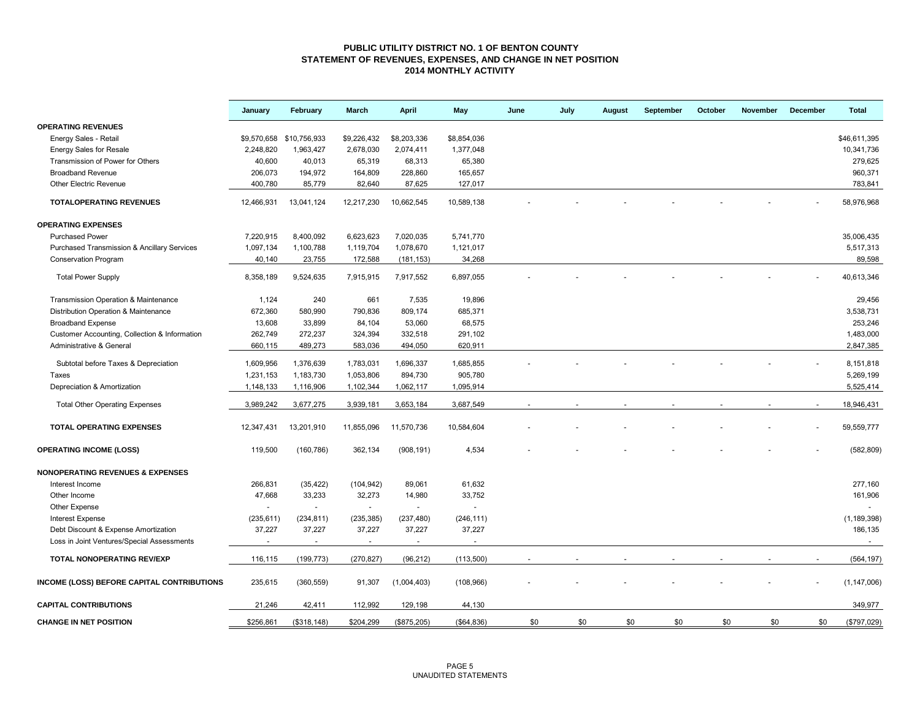# PUBLIC UTILITY DISTRICT NO. 1 OF BENTON COUNTY
## STATEMENT OF REVENUES, EXPENSES, AND CHANGE IN NET POSITION
### 2014 MONTHLY ACTIVITY

| | January | February | March | April | May | June | July | August | September | October | November | December | Total |
|---|---|---|---|---|---|---|---|---|---|---|---|---|---|
| **OPERATING REVENUES** | | | | | | | | | | | | | |
| Energy Sales - Retail | $9,570,658 | $10,756,933 | $9,226,432 | $8,203,336 | $8,854,036 | | | | | | | | $46,611,395 |
| Energy Sales for Resale | 2,248,820 | 1,963,427 | 2,678,030 | 2,074,411 | 1,377,048 | | | | | | | | 10,341,736 |
| Transmission of Power for Others | 40,600 | 40,013 | 65,319 | 68,313 | 65,380 | | | | | | | | 279,625 |
| Broadband Revenue | 206,073 | 194,972 | 164,809 | 228,860 | 165,657 | | | | | | | | 960,371 |
| Other Electric Revenue | 400,780 | 85,779 | 82,640 | 87,625 | 127,017 | | | | | | | | 783,841 |
| **TOTALOPERATING REVENUES** | 12,466,931 | 13,041,124 | 12,217,230 | 10,662,545 | 10,589,138 | - | - | - | - | - | - | - | 58,976,968 |
| **OPERATING EXPENSES** | | | | | | | | | | | | | |
| Purchased Power | 7,220,915 | 8,400,092 | 6,623,623 | 7,020,035 | 5,741,770 | | | | | | | | 35,006,435 |
| Purchased Transmission & Ancillary Services | 1,097,134 | 1,100,788 | 1,119,704 | 1,078,670 | 1,121,017 | | | | | | | | 5,517,313 |
| Conservation Program | 40,140 | 23,755 | 172,588 | (181,153) | 34,268 | | | | | | | | 89,598 |
| Total Power Supply | 8,358,189 | 9,524,635 | 7,915,915 | 7,917,552 | 6,897,055 | - | - | - | - | - | - | - | 40,613,346 |
| Transmission Operation & Maintenance | 1,124 | 240 | 661 | 7,535 | 19,896 | | | | | | | | 29,456 |
| Distribution Operation & Maintenance | 672,360 | 580,990 | 790,836 | 809,174 | 685,371 | | | | | | | | 3,538,731 |
| Broadband Expense | 13,608 | 33,899 | 84,104 | 53,060 | 68,575 | | | | | | | | 253,246 |
| Customer Accounting, Collection & Information | 262,749 | 272,237 | 324,394 | 332,518 | 291,102 | | | | | | | | 1,483,000 |
| Administrative & General | 660,115 | 489,273 | 583,036 | 494,050 | 620,911 | | | | | | | | 2,847,385 |
| Subtotal before Taxes & Depreciation | 1,609,956 | 1,376,639 | 1,783,031 | 1,696,337 | 1,685,855 | - | - | - | - | - | - | - | 8,151,818 |
| Taxes | 1,231,153 | 1,183,730 | 1,053,806 | 894,730 | 905,780 | | | | | | | | 5,269,199 |
| Depreciation & Amortization | 1,148,133 | 1,116,906 | 1,102,344 | 1,062,117 | 1,095,914 | | | | | | | | 5,525,414 |
| Total Other Operating Expenses | 3,989,242 | 3,677,275 | 3,939,181 | 3,653,184 | 3,687,549 | - | - | - | - | - | - | - | 18,946,431 |
| **TOTAL OPERATING EXPENSES** | 12,347,431 | 13,201,910 | 11,855,096 | 11,570,736 | 10,584,604 | - | - | - | - | - | - | - | 59,559,777 |
| **OPERATING INCOME (LOSS)** | 119,500 | (160,786) | 362,134 | (908,191) | 4,534 | - | - | - | - | - | - | - | (582,809) |
| **NONOPERATING REVENUES & EXPENSES** | | | | | | | | | | | | | |
| Interest Income | 266,831 | (35,422) | (104,942) | 89,061 | 61,632 | | | | | | | | 277,160 |
| Other Income | 47,668 | 33,233 | 32,273 | 14,980 | 33,752 | | | | | | | | 161,906 |
| Other Expense | - | - | - | - | - | | | | | | | | - |
| Interest Expense | (235,611) | (234,811) | (235,385) | (237,480) | (246,111) | | | | | | | | (1,189,398) |
| Debt Discount & Expense Amortization | 37,227 | 37,227 | 37,227 | 37,227 | 37,227 | | | | | | | | 186,135 |
| Loss in Joint Ventures/Special Assessments | - | - | - | - | - | | | | | | | | - |
| **TOTAL NONOPERATING REV/EXP** | 116,115 | (199,773) | (270,827) | (96,212) | (113,500) | - | - | - | - | - | - | - | (564,197) |
| **INCOME (LOSS) BEFORE CAPITAL CONTRIBUTIONS** | 235,615 | (360,559) | 91,307 | (1,004,403) | (108,966) | - | - | - | - | - | - | - | (1,147,006) |
| **CAPITAL CONTRIBUTIONS** | 21,246 | 42,411 | 112,992 | 129,198 | 44,130 | | | | | | | | 349,977 |
| **CHANGE IN NET POSITION** | $256,861 | ($318,148) | $204,299 | ($875,205) | ($64,836) | $0 | $0 | $0 | $0 | $0 | $0 | $0 | ($797,029) |

UNAUDITED STATEMENTS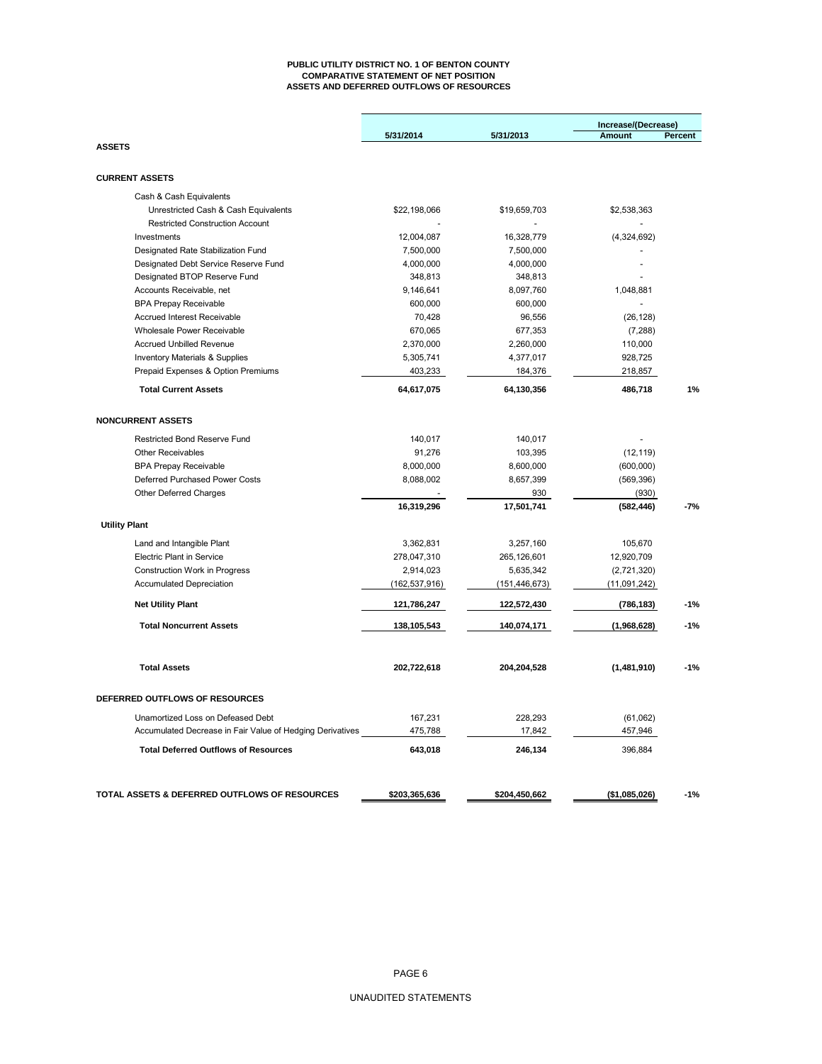# PUBLIC UTILITY DISTRICT NO. 1 OF BENTON COUNTY
## COMPARATIVE STATEMENT OF NET POSITION
## ASSETS AND DEFERRED OUTFLOWS OF RESOURCES

| | 5/31/2014 | 5/31/2013 | Increase/(Decrease) Amount | Percent |
|---|---|---|---|---|
| **ASSETS** | | | | |
| **CURRENT ASSETS** | | | | |
| Cash & Cash Equivalents | | | | |
| Unrestricted Cash & Cash Equivalents | $22,198,066 | $19,659,703 | $2,538,363 | |
| Restricted Construction Account | - | - | - | |
| Investments | 12,004,087 | 16,328,779 | (4,324,692) | |
| Designated Rate Stabilization Fund | 7,500,000 | 7,500,000 | - | |
| Designated Debt Service Reserve Fund | 4,000,000 | 4,000,000 | - | |
| Designated BTOP Reserve Fund | 348,813 | 348,813 | - | |
| Accounts Receivable, net | 9,146,641 | 8,097,760 | 1,048,881 | |
| BPA Prepay Receivable | 600,000 | 600,000 | - | |
| Accrued Interest Receivable | 70,428 | 96,556 | (26,128) | |
| Wholesale Power Receivable | 670,065 | 677,353 | (7,288) | |
| Accrued Unbilled Revenue | 2,370,000 | 2,260,000 | 110,000 | |
| Inventory Materials & Supplies | 5,305,741 | 4,377,017 | 928,725 | |
| Prepaid Expenses & Option Premiums | 403,233 | 184,376 | 218,857 | |
| **Total Current Assets** | **64,617,075** | **64,130,356** | **486,718** | **1%** |
| **NONCURRENT ASSETS** | | | | |
| Restricted Bond Reserve Fund | 140,017 | 140,017 | - | |
| Other Receivables | 91,276 | 103,395 | (12,119) | |
| BPA Prepay Receivable | 8,000,000 | 8,600,000 | (600,000) | |
| Deferred Purchased Power Costs | 8,088,002 | 8,657,399 | (569,396) | |
| Other Deferred Charges | - | 930 | (930) | |
| | **16,319,296** | **17,501,741** | **(582,446)** | **-7%** |
| **Utility Plant** | | | | |
| Land and Intangible Plant | 3,362,831 | 3,257,160 | 105,670 | |
| Electric Plant in Service | 278,047,310 | 265,126,601 | 12,920,709 | |
| Construction Work in Progress | 2,914,023 | 5,635,342 | (2,721,320) | |
| Accumulated Depreciation | (162,537,916) | (151,446,673) | (11,091,242) | |
| **Net Utility Plant** | **121,786,247** | **122,572,430** | **(786,183)** | **-1%** |
| **Total Noncurrent Assets** | **138,105,543** | **140,074,171** | **(1,968,628)** | **-1%** |
| **Total Assets** | **202,722,618** | **204,204,528** | **(1,481,910)** | **-1%** |
| **DEFERRED OUTFLOWS OF RESOURCES** | | | | |
| Unamortized Loss on Defeased Debt | 167,231 | 228,293 | (61,062) | |
| Accumulated Decrease in Fair Value of Hedging Derivatives | 475,788 | 17,842 | 457,946 | |
| **Total Deferred Outflows of Resources** | **643,018** | **246,134** | 396,884 | |
| **TOTAL ASSETS & DEFERRED OUTFLOWS OF RESOURCES** | **$203,365,636** | **$204,450,662** | **($1,085,026)** | **-1%** |

UNAUDITED STATEMENTS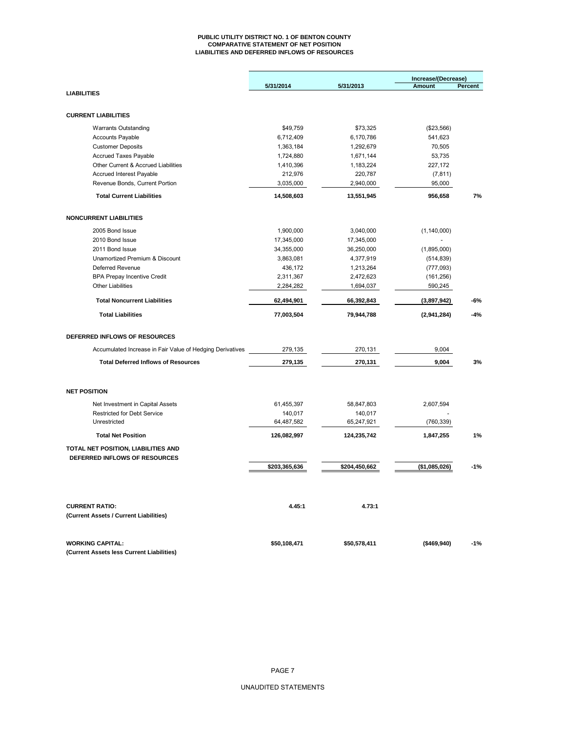# PUBLIC UTILITY DISTRICT NO. 1 OF BENTON COUNTY
## COMPARATIVE STATEMENT OF NET POSITION
## LIABILITIES AND DEFERRED INFLOWS OF RESOURCES

| | 5/31/2014 | 5/31/2013 | Increase/(Decrease) Amount | Percent |
|---|---|---|---|---|
| **LIABILITIES** | | | | |
| **CURRENT LIABILITIES** | | | | |
| Warrants Outstanding | $49,759 | $73,325 | ($23,566) | |
| Accounts Payable | 6,712,409 | 6,170,786 | 541,623 | |
| Customer Deposits | 1,363,184 | 1,292,679 | 70,505 | |
| Accrued Taxes Payable | 1,724,880 | 1,671,144 | 53,735 | |
| Other Current & Accrued Liabilities | 1,410,396 | 1,183,224 | 227,172 | |
| Accrued Interest Payable | 212,976 | 220,787 | (7,811) | |
| Revenue Bonds, Current Portion | 3,035,000 | 2,940,000 | 95,000 | |
| **Total Current Liabilities** | **14,508,603** | **13,551,945** | **956,658** | **7%** |
| **NONCURRENT LIABILITIES** | | | | |
| 2005 Bond Issue | 1,900,000 | 3,040,000 | (1,140,000) | |
| 2010 Bond Issue | 17,345,000 | 17,345,000 | - | |
| 2011 Bond Issue | 34,355,000 | 36,250,000 | (1,895,000) | |
| Unamortized Premium & Discount | 3,863,081 | 4,377,919 | (514,839) | |
| Deferred Revenue | 436,172 | 1,213,264 | (777,093) | |
| BPA Prepay Incentive Credit | 2,311,367 | 2,472,623 | (161,256) | |
| Other Liabilities | 2,284,282 | 1,694,037 | 590,245 | |
| **Total Noncurrent Liabilities** | **62,494,901** | **66,392,843** | **(3,897,942)** | **-6%** |
| **Total Liabilities** | **77,003,504** | **79,944,788** | **(2,941,284)** | **-4%** |
| **DEFERRED INFLOWS OF RESOURCES** | | | | |
| Accumulated Increase in Fair Value of Hedging Derivatives | 279,135 | 270,131 | 9,004 | |
| **Total Deferred Inflows of Resources** | **279,135** | **270,131** | **9,004** | **3%** |
| **NET POSITION** | | | | |
| Net Investment in Capital Assets | 61,455,397 | 58,847,803 | 2,607,594 | |
| Restricted for Debt Service | 140,017 | 140,017 | - | |
| Unrestricted | 64,487,582 | 65,247,921 | (760,339) | |
| **Total Net Position** | **126,082,997** | **124,235,742** | **1,847,255** | **1%** |
| **TOTAL NET POSITION, LIABILITIES AND DEFERRED INFLOWS OF RESOURCES** | **$203,365,636** | **$204,450,662** | **($1,085,026)** | **-1%** |
| **CURRENT RATIO:** (Current Assets / Current Liabilities) | **4.45:1** | **4.73:1** | | |
| **WORKING CAPITAL:** (Current Assets less Current Liabilities) | **$50,108,471** | **$50,578,411** | **($469,940)** | **-1%** |

UNAUDITED STATEMENTS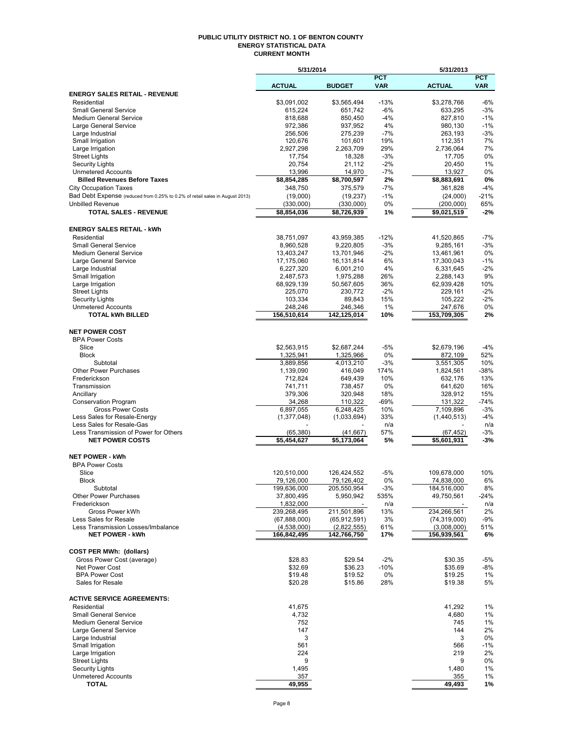# PUBLIC UTILITY DISTRICT NO. 1 OF BENTON COUNTY
## ENERGY STATISTICAL DATA
### CURRENT MONTH

| | 5/31/2014 | | | 5/31/2013 | |
|---|---|---|---|---|---|
| | **ACTUAL** | **BUDGET** | **PCT VAR** | **ACTUAL** | **PCT VAR** |
| **ENERGY SALES RETAIL - REVENUE** | | | | | |
| Residential | $3,091,002 | $3,565,494 | -13% | $3,278,766 | -6% |
| Small General Service | 615,224 | 651,742 | -6% | 633,295 | -3% |
| Medium General Service | 818,688 | 850,450 | -4% | 827,810 | -1% |
| Large General Service | 972,386 | 937,952 | 4% | 980,130 | -1% |
| Large Industrial | 256,506 | 275,239 | -7% | 263,193 | -3% |
| Small Irrigation | 120,676 | 101,601 | 19% | 112,351 | 7% |
| Large Irrigation | 2,927,298 | 2,263,709 | 29% | 2,736,064 | 7% |
| Street Lights | 17,754 | 18,328 | -3% | 17,705 | 0% |
| Security Lights | 20,754 | 21,112 | -2% | 20,450 | 1% |
| Unmetered Accounts | 13,996 | 14,970 | -7% | 13,927 | 0% |
| **Billed Revenues Before Taxes** | **$8,854,285** | **$8,700,597** | **2%** | **$8,883,691** | **0%** |
| City Occupation Taxes | 348,750 | 375,579 | -7% | 361,828 | -4% |
| Bad Debt Expense (reduced from 0.25% to 0.2% of retail sales in August 2013) | (19,000) | (19,237) | -1% | (24,000) | -21% |
| Unbilled Revenue | (330,000) | (330,000) | 0% | (200,000) | 65% |
| **TOTAL SALES - REVENUE** | **$8,854,036** | **$8,726,939** | **1%** | **$9,021,519** | **-2%** |
| **ENERGY SALES RETAIL - kWh** | | | | | |
| Residential | 38,751,097 | 43,959,385 | -12% | 41,520,865 | -7% |
| Small General Service | 8,960,528 | 9,220,805 | -3% | 9,285,161 | -3% |
| Medium General Service | 13,403,247 | 13,701,946 | -2% | 13,461,961 | 0% |
| Large General Service | 17,175,060 | 16,131,814 | 6% | 17,300,043 | -1% |
| Large Industrial | 6,227,320 | 6,001,210 | 4% | 6,331,645 | -2% |
| Small Irrigation | 2,487,573 | 1,975,288 | 26% | 2,288,143 | 9% |
| Large Irrigation | 68,929,139 | 50,567,605 | 36% | 62,939,428 | 10% |
| Street Lights | 225,070 | 230,772 | -2% | 229,161 | -2% |
| Security Lights | 103,334 | 89,843 | 15% | 105,222 | -2% |
| Unmetered Accounts | 248,246 | 246,346 | 1% | 247,676 | 0% |
| **TOTAL kWh BILLED** | **156,510,614** | **142,125,014** | **10%** | **153,709,305** | **2%** |
| **NET POWER COST** | | | | | |
| BPA Power Costs | | | | | |
| Slice | $2,563,915 | $2,687,244 | -5% | $2,679,196 | -4% |
| Block | 1,325,941 | 1,325,966 | 0% | 872,109 | 52% |
| Subtotal | 3,889,856 | 4,013,210 | -3% | 3,551,305 | 10% |
| Other Power Purchases | 1,139,090 | 416,049 | 174% | 1,824,561 | -38% |
| Frederickson | 712,824 | 649,439 | 10% | 632,176 | 13% |
| Transmission | 741,711 | 738,457 | 0% | 641,620 | 16% |
| Ancillary | 379,306 | 320,948 | 18% | 328,912 | 15% |
| Conservation Program | 34,268 | 110,322 | -69% | 131,322 | -74% |
| Gross Power Costs | 6,897,055 | 6,248,425 | 10% | 7,109,896 | -3% |
| Less Sales for Resale-Energy | (1,377,048) | (1,033,694) | 33% | (1,440,513) | -4% |
| Less Sales for Resale-Gas | - | - | n/a | - | n/a |
| Less Transmission of Power for Others | (65,380) | (41,667) | 57% | (67,452) | -3% |
| **NET POWER COSTS** | **$5,454,627** | **$5,173,064** | **5%** | **$5,601,931** | **-3%** |
| **NET POWER - kWh** | | | | | |
| BPA Power Costs | | | | | |
| Slice | 120,510,000 | 126,424,552 | -5% | 109,678,000 | 10% |
| Block | 79,126,000 | 79,126,402 | 0% | 74,838,000 | 6% |
| Subtotal | 199,636,000 | 205,550,954 | -3% | 184,516,000 | 8% |
| Other Power Purchases | 37,800,495 | 5,950,942 | 535% | 49,750,561 | -24% |
| Frederickson | 1,832,000 | - | n/a | - | n/a |
| Gross Power kWh | 239,268,495 | 211,501,896 | 13% | 234,266,561 | 2% |
| Less Sales for Resale | (67,888,000) | (65,912,591) | 3% | (74,319,000) | -9% |
| Less Transmission Losses/Imbalance | (4,538,000) | (2,822,555) | 61% | (3,008,000) | 51% |
| **NET POWER - kWh** | **166,842,495** | **142,766,750** | **17%** | **156,939,561** | **6%** |
| **COST PER MWh: (dollars)** | | | | | |
| Gross Power Cost (average) | $28.83 | $29.54 | -2% | $30.35 | -5% |
| Net Power Cost | $32.69 | $36.23 | -10% | $35.69 | -8% |
| BPA Power Cost | $19.48 | $19.52 | 0% | $19.25 | 1% |
| Sales for Resale | $20.28 | $15.86 | 28% | $19.38 | 5% |
| **ACTIVE SERVICE AGREEMENTS:** | | | | | |
| Residential | 41,675 | | | 41,292 | 1% |
| Small General Service | 4,732 | | | 4,680 | 1% |
| Medium General Service | 752 | | | 745 | 1% |
| Large General Service | 147 | | | 144 | 2% |
| Large Industrial | 3 | | | 3 | 0% |
| Small Irrigation | 561 | | | 566 | -1% |
| Large Irrigation | 224 | | | 219 | 2% |
| Street Lights | 9 | | | 9 | 0% |
| Security Lights | 1,495 | | | 1,480 | 1% |
| Unmetered Accounts | 357 | | | 355 | 1% |
| **TOTAL** | **49,955** | | | **49,493** | **1%** |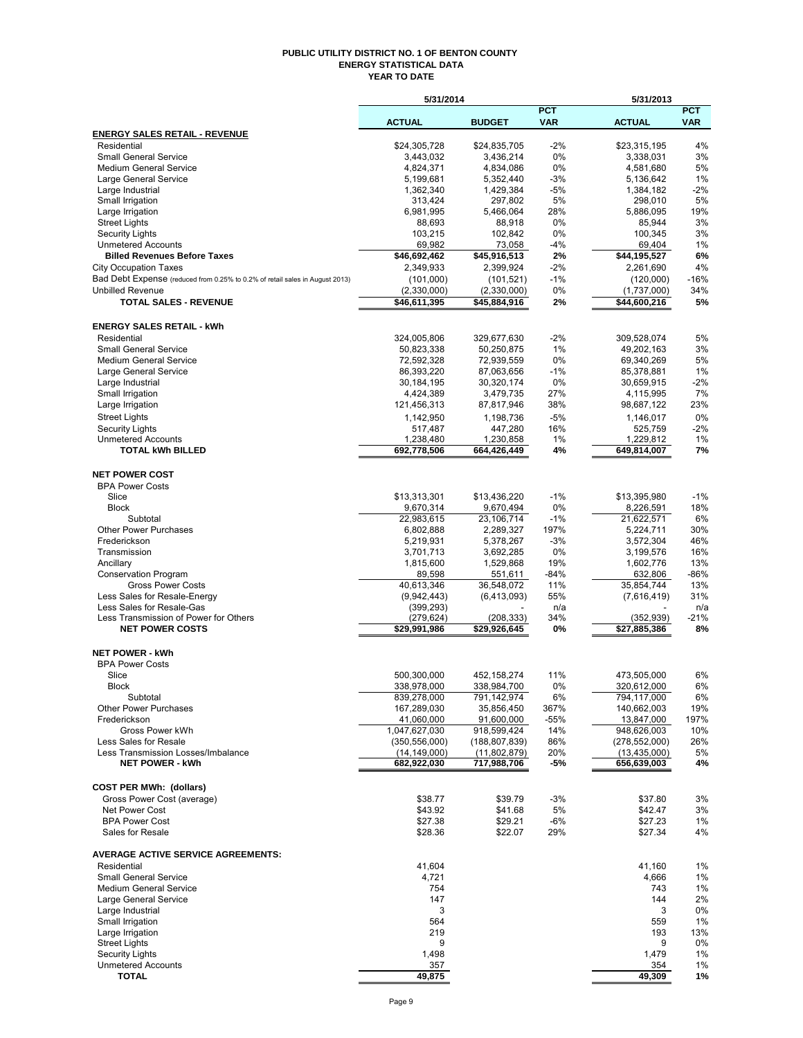# PUBLIC UTILITY DISTRICT NO. 1 OF BENTON COUNTY
## ENERGY STATISTICAL DATA
### YEAR TO DATE

| | 5/31/2014 | | | 5/31/2013 | |
|---|---|---|---|---|---|
| | ACTUAL | BUDGET | PCT VAR | ACTUAL | PCT VAR |
| **ENERGY SALES RETAIL - REVENUE** | | | | | |
| Residential | $24,305,728 | $24,835,705 | -2% | $23,315,195 | 4% |
| Small General Service | 3,443,032 | 3,436,214 | 0% | 3,338,031 | 3% |
| Medium General Service | 4,824,371 | 4,834,086 | 0% | 4,581,680 | 5% |
| Large General Service | 5,199,681 | 5,352,440 | -3% | 5,136,642 | 1% |
| Large Industrial | 1,362,340 | 1,429,384 | -5% | 1,384,182 | -2% |
| Small Irrigation | 313,424 | 297,802 | 5% | 298,010 | 5% |
| Large Irrigation | 6,981,995 | 5,466,064 | 28% | 5,886,095 | 19% |
| Street Lights | 88,693 | 88,918 | 0% | 85,944 | 3% |
| Security Lights | 103,215 | 102,842 | 0% | 100,345 | 3% |
| Unmetered Accounts | 69,982 | 73,058 | -4% | 69,404 | 1% |
| **Billed Revenues Before Taxes** | **$46,692,462** | **$45,916,513** | **2%** | **$44,195,527** | **6%** |
| City Occupation Taxes | 2,349,933 | 2,399,924 | -2% | 2,261,690 | 4% |
| Bad Debt Expense (reduced from 0.25% to 0.2% of retail sales in August 2013) | (101,000) | (101,521) | -1% | (120,000) | -16% |
| Unbilled Revenue | (2,330,000) | (2,330,000) | 0% | (1,737,000) | 34% |
| **TOTAL SALES - REVENUE** | **$46,611,395** | **$45,884,916** | **2%** | **$44,600,216** | **5%** |
| | | | | | |
| **ENERGY SALES RETAIL - kWh** | | | | | |
| Residential | 324,005,806 | 329,677,630 | -2% | 309,528,074 | 5% |
| Small General Service | 50,823,338 | 50,250,875 | 1% | 49,202,163 | 3% |
| Medium General Service | 72,592,328 | 72,939,559 | 0% | 69,340,269 | 5% |
| Large General Service | 86,393,220 | 87,063,656 | -1% | 85,378,881 | 1% |
| Large Industrial | 30,184,195 | 30,320,174 | 0% | 30,659,915 | -2% |
| Small Irrigation | 4,424,389 | 3,479,735 | 27% | 4,115,995 | 7% |
| Large Irrigation | 121,456,313 | 87,817,946 | 38% | 98,687,122 | 23% |
| Street Lights | 1,142,950 | 1,198,736 | -5% | 1,146,017 | 0% |
| Security Lights | 517,487 | 447,280 | 16% | 525,759 | -2% |
| Unmetered Accounts | 1,238,480 | 1,230,858 | 1% | 1,229,812 | 1% |
| **TOTAL kWh BILLED** | **692,778,506** | **664,426,449** | **4%** | **649,814,007** | **7%** |
| | | | | | |
| **NET POWER COST** | | | | | |
| BPA Power Costs | | | | | |
| Slice | $13,313,301 | $13,436,220 | -1% | $13,395,980 | -1% |
| Block | 9,670,314 | 9,670,494 | 0% | 8,226,591 | 18% |
| Subtotal | 22,983,615 | 23,106,714 | -1% | 21,622,571 | 6% |
| Other Power Purchases | 6,802,888 | 2,289,327 | 197% | 5,224,711 | 30% |
| Frederickson | 5,219,931 | 5,378,267 | -3% | 3,572,304 | 46% |
| Transmission | 3,701,713 | 3,692,285 | 0% | 3,199,576 | 16% |
| Ancillary | 1,815,600 | 1,529,868 | 19% | 1,602,776 | 13% |
| Conservation Program | 89,598 | 551,611 | -84% | 632,806 | -86% |
| Gross Power Costs | 40,613,346 | 36,548,072 | 11% | 35,854,744 | 13% |
| Less Sales for Resale-Energy | (9,942,443) | (6,413,093) | 55% | (7,616,419) | 31% |
| Less Sales for Resale-Gas | (399,293) | - | n/a | - | n/a |
| Less Transmission of Power for Others | (279,624) | (208,333) | 34% | (352,939) | -21% |
| **NET POWER COSTS** | **$29,991,986** | **$29,926,645** | **0%** | **$27,885,386** | **8%** |
| | | | | | |
| **NET POWER - kWh** | | | | | |
| BPA Power Costs | | | | | |
| Slice | 500,300,000 | 452,158,274 | 11% | 473,505,000 | 6% |
| Block | 338,978,000 | 338,984,700 | 0% | 320,612,000 | 6% |
| Subtotal | 839,278,000 | 791,142,974 | 6% | 794,117,000 | 6% |
| Other Power Purchases | 167,289,030 | 35,856,450 | 367% | 140,662,003 | 19% |
| Frederickson | 41,060,000 | 91,600,000 | -55% | 13,847,000 | 197% |
| Gross Power kWh | 1,047,627,030 | 918,599,424 | 14% | 948,626,003 | 10% |
| Less Sales for Resale | (350,556,000) | (188,807,839) | 86% | (278,552,000) | 26% |
| Less Transmission Losses/Imbalance | (14,149,000) | (11,802,879) | 20% | (13,435,000) | 5% |
| **NET POWER - kWh** | **682,922,030** | **717,988,706** | **-5%** | **656,639,003** | **4%** |
| | | | | | |
| **COST PER MWh: (dollars)** | | | | | |
| Gross Power Cost (average) | $38.77 | $39.79 | -3% | $37.80 | 3% |
| Net Power Cost | $43.92 | $41.68 | 5% | $42.47 | 3% |
| BPA Power Cost | $27.38 | $29.21 | -6% | $27.23 | 1% |
| Sales for Resale | $28.36 | $22.07 | 29% | $27.34 | 4% |
| | | | | | |
| **AVERAGE ACTIVE SERVICE AGREEMENTS:** | | | | | |
| Residential | 41,604 | | | 41,160 | 1% |
| Small General Service | 4,721 | | | 4,666 | 1% |
| Medium General Service | 754 | | | 743 | 1% |
| Large General Service | 147 | | | 144 | 2% |
| Large Industrial | 3 | | | 3 | 0% |
| Small Irrigation | 564 | | | 559 | 1% |
| Large Irrigation | 219 | | | 193 | 13% |
| Street Lights | 9 | | | 9 | 0% |
| Security Lights | 1,498 | | | 1,479 | 1% |
| Unmetered Accounts | 357 | | | 354 | 1% |
| **TOTAL** | **49,875** | | | **49,309** | **1%** |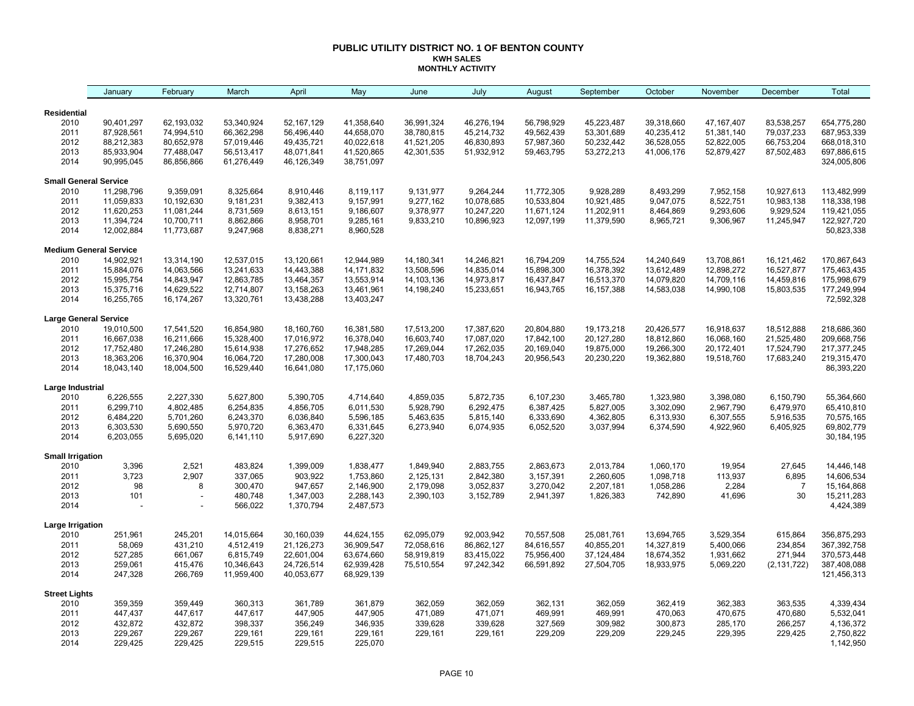# PUBLIC UTILITY DISTRICT NO. 1 OF BENTON COUNTY

## KWH SALES

### MONTHLY ACTIVITY

| | January | February | March | April | May | June | July | August | September | October | November | December | Total |
|---|---|---|---|---|---|---|---|---|---|---|---|---|---|
| **Residential** | | | | | | | | | | | | | |
| 2010 | 90,401,297 | 62,193,032 | 53,340,924 | 52,167,129 | 41,358,640 | 36,991,324 | 46,276,194 | 56,798,929 | 45,223,487 | 39,318,660 | 47,167,407 | 83,538,257 | 654,775,280 |
| 2011 | 87,928,561 | 74,994,510 | 66,362,298 | 56,496,440 | 44,658,070 | 38,780,815 | 45,214,732 | 49,562,439 | 53,301,689 | 40,235,412 | 51,381,140 | 79,037,233 | 687,953,339 |
| 2012 | 88,212,383 | 80,652,978 | 57,019,446 | 49,435,721 | 40,022,618 | 41,521,205 | 46,830,893 | 57,987,360 | 50,232,442 | 36,528,055 | 52,822,005 | 66,753,204 | 668,018,310 |
| 2013 | 85,933,904 | 77,488,047 | 56,513,417 | 48,071,841 | 41,520,865 | 42,301,535 | 51,932,912 | 59,463,795 | 53,272,213 | 41,006,176 | 52,879,427 | 87,502,483 | 697,886,615 |
| 2014 | 90,995,045 | 86,856,866 | 61,276,449 | 46,126,349 | 38,751,097 | | | | | | | | 324,005,806 |
| **Small General Service** | | | | | | | | | | | | | |
| 2010 | 11,298,796 | 9,359,091 | 8,325,664 | 8,910,446 | 8,119,117 | 9,131,977 | 9,264,244 | 11,772,305 | 9,928,289 | 8,493,299 | 7,952,158 | 10,927,613 | 113,482,999 |
| 2011 | 11,059,833 | 10,192,630 | 9,181,231 | 9,382,413 | 9,157,991 | 9,277,162 | 10,078,685 | 10,533,804 | 10,921,485 | 9,047,075 | 8,522,751 | 10,983,138 | 118,338,198 |
| 2012 | 11,620,253 | 11,081,244 | 8,731,569 | 8,613,151 | 9,186,607 | 9,378,977 | 10,247,220 | 11,671,124 | 11,202,911 | 8,464,869 | 9,293,606 | 9,929,524 | 119,421,055 |
| 2013 | 11,394,724 | 10,700,711 | 8,862,866 | 8,958,701 | 9,285,161 | 9,833,210 | 10,896,923 | 12,097,199 | 11,379,590 | 8,965,721 | 9,306,967 | 11,245,947 | 122,927,720 |
| 2014 | 12,002,884 | 11,773,687 | 9,247,968 | 8,838,271 | 8,960,528 | | | | | | | | 50,823,338 |
| **Medium General Service** | | | | | | | | | | | | | |
| 2010 | 14,902,921 | 13,314,190 | 12,537,015 | 13,120,661 | 12,944,989 | 14,180,341 | 14,246,821 | 16,794,209 | 14,755,524 | 14,240,649 | 13,708,861 | 16,121,462 | 170,867,643 |
| 2011 | 15,884,076 | 14,063,566 | 13,241,633 | 14,443,388 | 14,171,832 | 13,508,596 | 14,835,014 | 15,898,300 | 16,378,392 | 13,612,489 | 12,898,272 | 16,527,877 | 175,463,435 |
| 2012 | 15,995,754 | 14,843,947 | 12,863,785 | 13,464,357 | 13,553,914 | 14,103,136 | 14,973,817 | 16,437,847 | 16,513,370 | 14,079,820 | 14,709,116 | 14,459,816 | 175,998,679 |
| 2013 | 15,375,716 | 14,629,522 | 12,714,807 | 13,158,263 | 13,461,961 | 14,198,240 | 15,233,651 | 16,943,765 | 16,157,388 | 14,583,038 | 14,990,108 | 15,803,535 | 177,249,994 |
| 2014 | 16,255,765 | 16,174,267 | 13,320,761 | 13,438,288 | 13,403,247 | | | | | | | | 72,592,328 |
| **Large General Service** | | | | | | | | | | | | | |
| 2010 | 19,010,500 | 17,541,520 | 16,854,980 | 18,160,760 | 16,381,580 | 17,513,200 | 17,387,620 | 20,804,880 | 19,173,218 | 20,426,577 | 16,918,637 | 18,512,888 | 218,686,360 |
| 2011 | 16,667,038 | 16,211,666 | 15,328,400 | 17,016,972 | 16,378,040 | 16,603,740 | 17,087,020 | 17,842,100 | 20,127,280 | 18,812,860 | 16,068,160 | 21,525,480 | 209,668,756 |
| 2012 | 17,752,480 | 17,246,280 | 15,614,938 | 17,276,652 | 17,948,285 | 17,269,044 | 17,262,035 | 20,169,040 | 19,875,000 | 19,266,300 | 20,172,401 | 17,524,790 | 217,377,245 |
| 2013 | 18,363,206 | 16,370,904 | 16,064,720 | 17,280,008 | 17,300,043 | 17,480,703 | 18,704,243 | 20,956,543 | 20,230,220 | 19,362,880 | 19,518,760 | 17,683,240 | 219,315,470 |
| 2014 | 18,043,140 | 18,004,500 | 16,529,440 | 16,641,080 | 17,175,060 | | | | | | | | 86,393,220 |
| **Large Industrial** | | | | | | | | | | | | | |
| 2010 | 6,226,555 | 2,227,330 | 5,627,800 | 5,390,705 | 4,714,640 | 4,859,035 | 5,872,735 | 6,107,230 | 3,465,780 | 1,323,980 | 3,398,080 | 6,150,790 | 55,364,660 |
| 2011 | 6,299,710 | 4,802,485 | 6,254,835 | 4,856,705 | 6,011,530 | 5,928,790 | 6,292,475 | 6,387,425 | 5,827,005 | 3,302,090 | 2,967,790 | 6,479,970 | 65,410,810 |
| 2012 | 6,484,220 | 5,701,260 | 6,243,370 | 6,036,840 | 5,596,185 | 5,463,635 | 5,815,140 | 6,333,690 | 4,362,805 | 6,313,930 | 6,307,555 | 5,916,535 | 70,575,165 |
| 2013 | 6,303,530 | 5,690,550 | 5,970,720 | 6,363,470 | 6,331,645 | 6,273,940 | 6,074,935 | 6,052,520 | 3,037,994 | 6,374,590 | 4,922,960 | 6,405,925 | 69,802,779 |
| 2014 | 6,203,055 | 5,695,020 | 6,141,110 | 5,917,690 | 6,227,320 | | | | | | | | 30,184,195 |
| **Small Irrigation** | | | | | | | | | | | | | |
| 2010 | 3,396 | 2,521 | 483,824 | 1,399,009 | 1,838,477 | 1,849,940 | 2,883,755 | 2,863,673 | 2,013,784 | 1,060,170 | 19,954 | 27,645 | 14,446,148 |
| 2011 | 3,723 | 2,907 | 337,065 | 903,922 | 1,753,860 | 2,125,131 | 2,842,380 | 3,157,391 | 2,260,605 | 1,098,718 | 113,937 | 6,895 | 14,606,534 |
| 2012 | 98 | 8 | 300,470 | 947,657 | 2,146,900 | 2,179,098 | 3,052,837 | 3,270,042 | 2,207,181 | 1,058,286 | 2,284 | 7 | 15,164,868 |
| 2013 | 101 | - | 480,748 | 1,347,003 | 2,288,143 | 2,390,103 | 3,152,789 | 2,941,397 | 1,826,383 | 742,890 | 41,696 | 30 | 15,211,283 |
| 2014 | - | - | 566,022 | 1,370,794 | 2,487,573 | | | | | | | | 4,424,389 |
| **Large Irrigation** | | | | | | | | | | | | | |
| 2010 | 251,961 | 245,201 | 14,015,664 | 30,160,039 | 44,624,155 | 62,095,079 | 92,003,942 | 70,557,508 | 25,081,761 | 13,694,765 | 3,529,354 | 615,864 | 356,875,293 |
| 2011 | 58,069 | 431,210 | 4,512,419 | 21,126,273 | 36,909,547 | 72,058,616 | 86,862,127 | 84,616,557 | 40,855,201 | 14,327,819 | 5,400,066 | 234,854 | 367,392,758 |
| 2012 | 527,285 | 661,067 | 6,815,749 | 22,601,004 | 63,674,660 | 58,919,819 | 83,415,022 | 75,956,400 | 37,124,484 | 18,674,352 | 1,931,662 | 271,944 | 370,573,448 |
| 2013 | 259,061 | 415,476 | 10,346,643 | 24,726,514 | 62,939,428 | 75,510,554 | 97,242,342 | 66,591,892 | 27,504,705 | 18,933,975 | 5,069,220 | (2,131,722) | 387,408,088 |
| 2014 | 247,328 | 266,769 | 11,959,400 | 40,053,677 | 68,929,139 | | | | | | | | 121,456,313 |
| **Street Lights** | | | | | | | | | | | | | |
| 2010 | 359,359 | 359,449 | 360,313 | 361,789 | 361,879 | 362,059 | 362,059 | 362,131 | 362,059 | 362,419 | 362,383 | 363,535 | 4,339,434 |
| 2011 | 447,437 | 447,617 | 447,617 | 447,905 | 447,905 | 471,089 | 471,071 | 469,991 | 469,991 | 470,063 | 470,675 | 470,680 | 5,532,041 |
| 2012 | 432,872 | 432,872 | 398,337 | 356,249 | 346,935 | 339,628 | 339,628 | 327,569 | 309,982 | 300,873 | 285,170 | 266,257 | 4,136,372 |
| 2013 | 229,267 | 229,267 | 229,161 | 229,161 | 229,161 | 229,161 | 229,161 | 229,209 | 229,209 | 229,245 | 229,395 | 229,425 | 2,750,822 |
| 2014 | 229,425 | 229,425 | 229,515 | 229,515 | 225,070 | | | | | | | | 1,142,950 |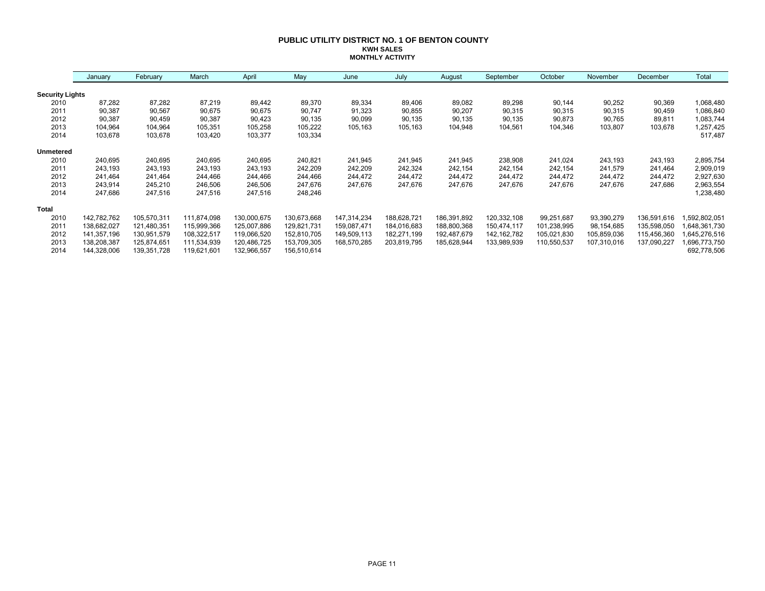# PUBLIC UTILITY DISTRICT NO. 1 OF BENTON COUNTY

## KWH SALES

### MONTHLY ACTIVITY

| | January | February | March | April | May | June | July | August | September | October | November | December | Total |
|---|---|---|---|---|---|---|---|---|---|---|---|---|---|
| **Security Lights** | | | | | | | | | | | | | |
| 2010 | 87,282 | 87,282 | 87,219 | 89,442 | 89,370 | 89,334 | 89,406 | 89,082 | 89,298 | 90,144 | 90,252 | 90,369 | 1,068,480 |
| 2011 | 90,387 | 90,567 | 90,675 | 90,675 | 90,747 | 91,323 | 90,855 | 90,207 | 90,315 | 90,315 | 90,315 | 90,459 | 1,086,840 |
| 2012 | 90,387 | 90,459 | 90,387 | 90,423 | 90,135 | 90,099 | 90,135 | 90,135 | 90,135 | 90,873 | 90,765 | 89,811 | 1,083,744 |
| 2013 | 104,964 | 104,964 | 105,351 | 105,258 | 105,222 | 105,163 | 105,163 | 104,948 | 104,561 | 104,346 | 103,807 | 103,678 | 1,257,425 |
| 2014 | 103,678 | 103,678 | 103,420 | 103,377 | 103,334 | | | | | | | | 517,487 |
| **Unmetered** | | | | | | | | | | | | | |
| 2010 | 240,695 | 240,695 | 240,695 | 240,695 | 240,821 | 241,945 | 241,945 | 241,945 | 238,908 | 241,024 | 243,193 | 243,193 | 2,895,754 |
| 2011 | 243,193 | 243,193 | 243,193 | 243,193 | 242,209 | 242,209 | 242,324 | 242,154 | 242,154 | 242,154 | 241,579 | 241,464 | 2,909,019 |
| 2012 | 241,464 | 241,464 | 244,466 | 244,466 | 244,466 | 244,472 | 244,472 | 244,472 | 244,472 | 244,472 | 244,472 | 244,472 | 2,927,630 |
| 2013 | 243,914 | 245,210 | 246,506 | 246,506 | 247,676 | 247,676 | 247,676 | 247,676 | 247,676 | 247,676 | 247,676 | 247,686 | 2,963,554 |
| 2014 | 247,686 | 247,516 | 247,516 | 247,516 | 248,246 | | | | | | | | 1,238,480 |
| **Total** | | | | | | | | | | | | | |
| 2010 | 142,782,762 | 105,570,311 | 111,874,098 | 130,000,675 | 130,673,668 | 147,314,234 | 188,628,721 | 186,391,892 | 120,332,108 | 99,251,687 | 93,390,279 | 136,591,616 | 1,592,802,051 |
| 2011 | 138,682,027 | 121,480,351 | 115,999,366 | 125,007,886 | 129,821,731 | 159,087,471 | 184,016,683 | 188,800,368 | 150,474,117 | 101,238,995 | 98,154,685 | 135,598,050 | 1,648,361,730 |
| 2012 | 141,357,196 | 130,951,579 | 108,322,517 | 119,066,520 | 152,810,705 | 149,509,113 | 182,271,199 | 192,487,679 | 142,162,782 | 105,021,830 | 105,859,036 | 115,456,360 | 1,645,276,516 |
| 2013 | 138,208,387 | 125,874,651 | 111,534,939 | 120,486,725 | 153,709,305 | 168,570,285 | 203,819,795 | 185,628,944 | 133,989,939 | 110,550,537 | 107,310,016 | 137,090,227 | 1,696,773,750 |
| 2014 | 144,328,006 | 139,351,728 | 119,621,601 | 132,966,557 | 156,510,614 | | | | | | | | 692,778,506 |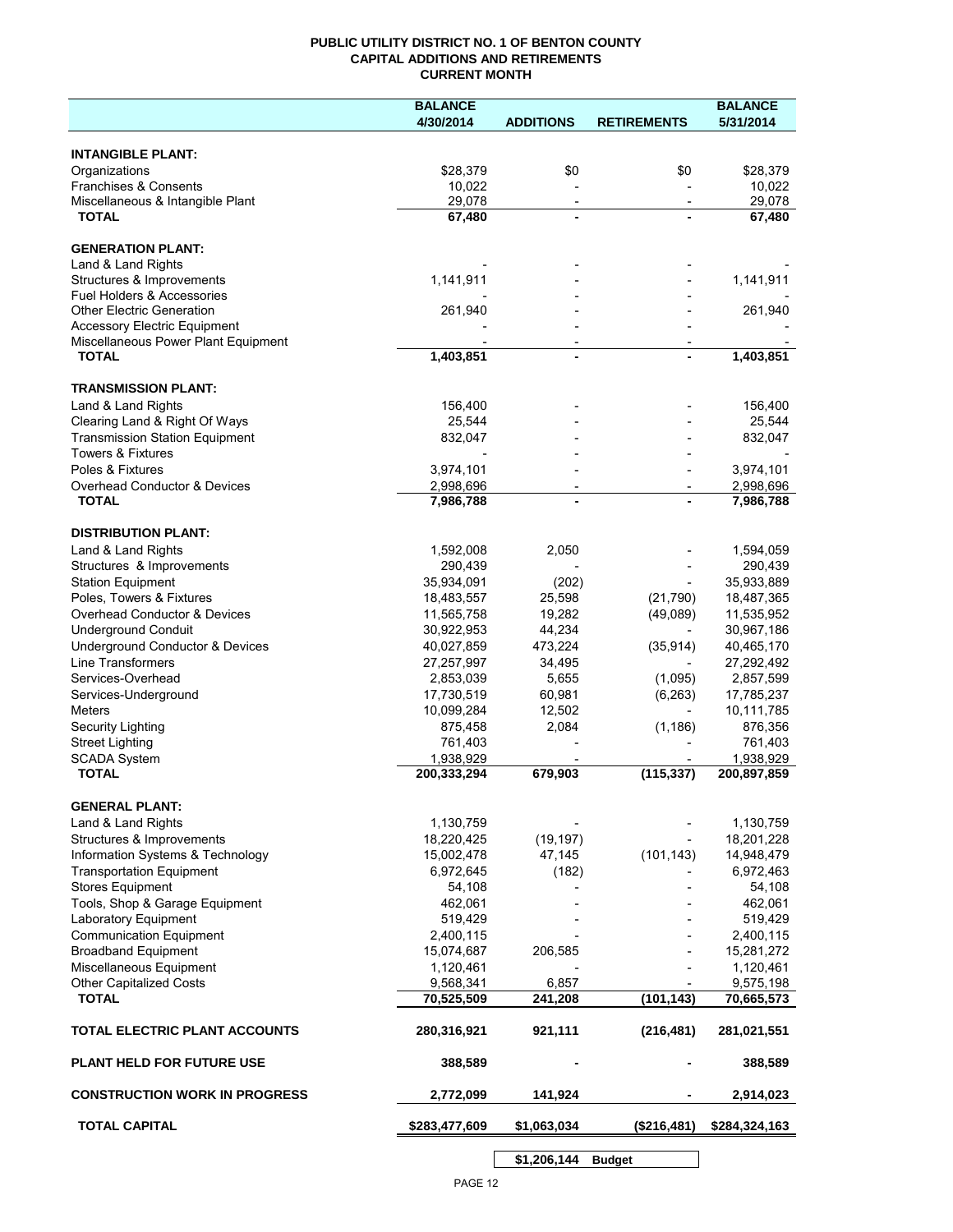**PUBLIC UTILITY DISTRICT NO. 1 OF BENTON COUNTY**
**CAPITAL ADDITIONS AND RETIREMENTS**
**CURRENT MONTH**

| | BALANCE 4/30/2014 | ADDITIONS | RETIREMENTS | BALANCE 5/31/2014 |
|---|---|---|---|---|
| **INTANGIBLE PLANT:** | | | | |
| Organizations | $28,379 | $0 | $0 | $28,379 |
| Franchises & Consents | 10,022 | - | - | 10,022 |
| Miscellaneous & Intangible Plant | 29,078 | - | - | 29,078 |
| **TOTAL** | **67,480** | **-** | **-** | **67,480** |
| **GENERATION PLANT:** | | | | |
| Land & Land Rights | - | - | - | - |
| Structures & Improvements | 1,141,911 | - | - | 1,141,911 |
| Fuel Holders & Accessories | - | - | - | - |
| Other Electric Generation | 261,940 | - | - | 261,940 |
| Accessory Electric Equipment | - | - | - | - |
| Miscellaneous Power Plant Equipment | - | - | - | - |
| **TOTAL** | **1,403,851** | **-** | **-** | **1,403,851** |
| **TRANSMISSION PLANT:** | | | | |
| Land & Land Rights | 156,400 | - | - | 156,400 |
| Clearing Land & Right Of Ways | 25,544 | - | - | 25,544 |
| Transmission Station Equipment | 832,047 | - | - | 832,047 |
| Towers & Fixtures | - | - | - | - |
| Poles & Fixtures | 3,974,101 | - | - | 3,974,101 |
| Overhead Conductor & Devices | 2,998,696 | - | - | 2,998,696 |
| **TOTAL** | **7,986,788** | **-** | **-** | **7,986,788** |
| **DISTRIBUTION PLANT:** | | | | |
| Land & Land Rights | 1,592,008 | 2,050 | - | 1,594,059 |
| Structures & Improvements | 290,439 | - | - | 290,439 |
| Station Equipment | 35,934,091 | (202) | - | 35,933,889 |
| Poles, Towers & Fixtures | 18,483,557 | 25,598 | (21,790) | 18,487,365 |
| Overhead Conductor & Devices | 11,565,758 | 19,282 | (49,089) | 11,535,952 |
| Underground Conduit | 30,922,953 | 44,234 | - | 30,967,186 |
| Underground Conductor & Devices | 40,027,859 | 473,224 | (35,914) | 40,465,170 |
| Line Transformers | 27,257,997 | 34,495 | - | 27,292,492 |
| Services-Overhead | 2,853,039 | 5,655 | (1,095) | 2,857,599 |
| Services-Underground | 17,730,519 | 60,981 | (6,263) | 17,785,237 |
| Meters | 10,099,284 | 12,502 | - | 10,111,785 |
| Security Lighting | 875,458 | 2,084 | (1,186) | 876,356 |
| Street Lighting | 761,403 | - | - | 761,403 |
| SCADA System | 1,938,929 | - | - | 1,938,929 |
| **TOTAL** | **200,333,294** | **679,903** | **(115,337)** | **200,897,859** |
| **GENERAL PLANT:** | | | | |
| Land & Land Rights | 1,130,759 | - | - | 1,130,759 |
| Structures & Improvements | 18,220,425 | (19,197) | - | 18,201,228 |
| Information Systems & Technology | 15,002,478 | 47,145 | (101,143) | 14,948,479 |
| Transportation Equipment | 6,972,645 | (182) | - | 6,972,463 |
| Stores Equipment | 54,108 | - | - | 54,108 |
| Tools, Shop & Garage Equipment | 462,061 | - | - | 462,061 |
| Laboratory Equipment | 519,429 | - | - | 519,429 |
| Communication Equipment | 2,400,115 | - | - | 2,400,115 |
| Broadband Equipment | 15,074,687 | 206,585 | - | 15,281,272 |
| Miscellaneous Equipment | 1,120,461 | - | - | 1,120,461 |
| Other Capitalized Costs | 9,568,341 | 6,857 | - | 9,575,198 |
| **TOTAL** | **70,525,509** | **241,208** | **(101,143)** | **70,665,573** |
| **TOTAL ELECTRIC PLANT ACCOUNTS** | **280,316,921** | **921,111** | **(216,481)** | **281,021,551** |
| **PLANT HELD FOR FUTURE USE** | **388,589** | **-** | **-** | **388,589** |
| **CONSTRUCTION WORK IN PROGRESS** | **2,772,099** | **141,924** | **-** | **2,914,023** |
| **TOTAL CAPITAL** | **$283,477,609** | **$1,063,034** | **($216,481)** | **$284,324,163** |
| | | **$1,206,144** | **Budget** | |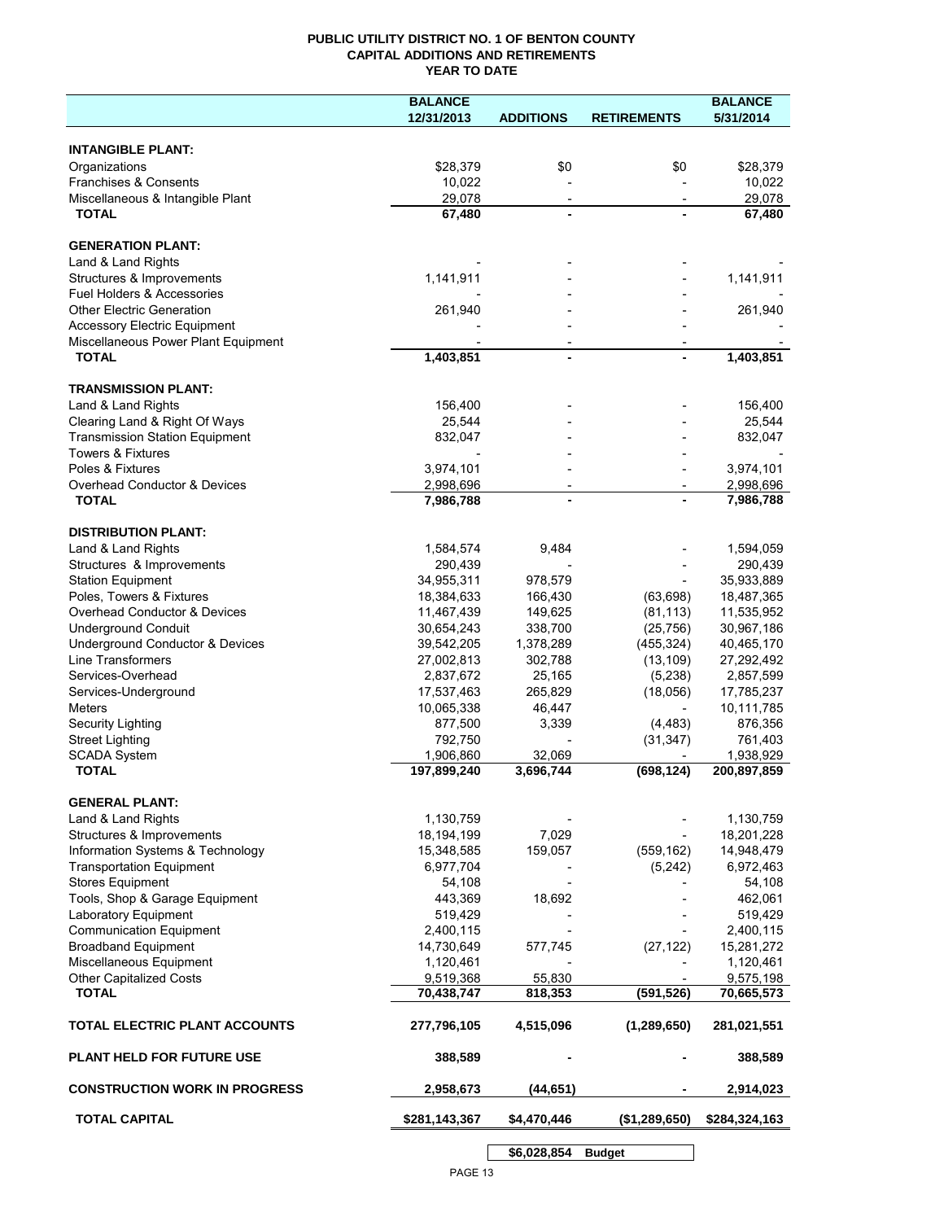**PUBLIC UTILITY DISTRICT NO. 1 OF BENTON COUNTY**
**CAPITAL ADDITIONS AND RETIREMENTS**
**YEAR TO DATE**

| | BALANCE 12/31/2013 | ADDITIONS | RETIREMENTS | BALANCE 5/31/2014 |
|---|---|---|---|---|
| **INTANGIBLE PLANT:** | | | | |
| Organizations | $28,379 | $0 | $0 | $28,379 |
| Franchises & Consents | 10,022 | - | - | 10,022 |
| Miscellaneous & Intangible Plant | 29,078 | - | - | 29,078 |
| **TOTAL** | **67,480** | **-** | **-** | **67,480** |
| **GENERATION PLANT:** | | | | |
| Land & Land Rights | - | - | - | - |
| Structures & Improvements | 1,141,911 | - | - | 1,141,911 |
| Fuel Holders & Accessories | - | - | - | - |
| Other Electric Generation | 261,940 | - | - | 261,940 |
| Accessory Electric Equipment | - | - | - | - |
| Miscellaneous Power Plant Equipment | - | - | - | - |
| **TOTAL** | **1,403,851** | **-** | **-** | **1,403,851** |
| **TRANSMISSION PLANT:** | | | | |
| Land & Land Rights | 156,400 | - | - | 156,400 |
| Clearing Land & Right Of Ways | 25,544 | - | - | 25,544 |
| Transmission Station Equipment | 832,047 | - | - | 832,047 |
| Towers & Fixtures | - | - | - | - |
| Poles & Fixtures | 3,974,101 | - | - | 3,974,101 |
| Overhead Conductor & Devices | 2,998,696 | - | - | 2,998,696 |
| **TOTAL** | **7,986,788** | **-** | **-** | **7,986,788** |
| **DISTRIBUTION PLANT:** | | | | |
| Land & Land Rights | 1,584,574 | 9,484 | - | 1,594,059 |
| Structures & Improvements | 290,439 | - | - | 290,439 |
| Station Equipment | 34,955,311 | 978,579 | - | 35,933,889 |
| Poles, Towers & Fixtures | 18,384,633 | 166,430 | (63,698) | 18,487,365 |
| Overhead Conductor & Devices | 11,467,439 | 149,625 | (81,113) | 11,535,952 |
| Underground Conduit | 30,654,243 | 338,700 | (25,756) | 30,967,186 |
| Underground Conductor & Devices | 39,542,205 | 1,378,289 | (455,324) | 40,465,170 |
| Line Transformers | 27,002,813 | 302,788 | (13,109) | 27,292,492 |
| Services-Overhead | 2,837,672 | 25,165 | (5,238) | 2,857,599 |
| Services-Underground | 17,537,463 | 265,829 | (18,056) | 17,785,237 |
| Meters | 10,065,338 | 46,447 | - | 10,111,785 |
| Security Lighting | 877,500 | 3,339 | (4,483) | 876,356 |
| Street Lighting | 792,750 | - | (31,347) | 761,403 |
| SCADA System | 1,906,860 | 32,069 | - | 1,938,929 |
| **TOTAL** | **197,899,240** | **3,696,744** | **(698,124)** | **200,897,859** |
| **GENERAL PLANT:** | | | | |
| Land & Land Rights | 1,130,759 | - | - | 1,130,759 |
| Structures & Improvements | 18,194,199 | 7,029 | - | 18,201,228 |
| Information Systems & Technology | 15,348,585 | 159,057 | (559,162) | 14,948,479 |
| Transportation Equipment | 6,977,704 | - | (5,242) | 6,972,463 |
| Stores Equipment | 54,108 | - | - | 54,108 |
| Tools, Shop & Garage Equipment | 443,369 | 18,692 | - | 462,061 |
| Laboratory Equipment | 519,429 | - | - | 519,429 |
| Communication Equipment | 2,400,115 | - | - | 2,400,115 |
| Broadband Equipment | 14,730,649 | 577,745 | (27,122) | 15,281,272 |
| Miscellaneous Equipment | 1,120,461 | - | - | 1,120,461 |
| Other Capitalized Costs | 9,519,368 | 55,830 | - | 9,575,198 |
| **TOTAL** | **70,438,747** | **818,353** | **(591,526)** | **70,665,573** |
| **TOTAL ELECTRIC PLANT ACCOUNTS** | **277,796,105** | **4,515,096** | **(1,289,650)** | **281,021,551** |
| **PLANT HELD FOR FUTURE USE** | **388,589** | **-** | **-** | **388,589** |
| **CONSTRUCTION WORK IN PROGRESS** | **2,958,673** | **(44,651)** | **-** | **2,914,023** |
| **TOTAL CAPITAL** | **$281,143,367** | **$4,470,446** | **($1,289,650)** | **$284,324,163** |
| | | **$6,028,854** | **Budget** | |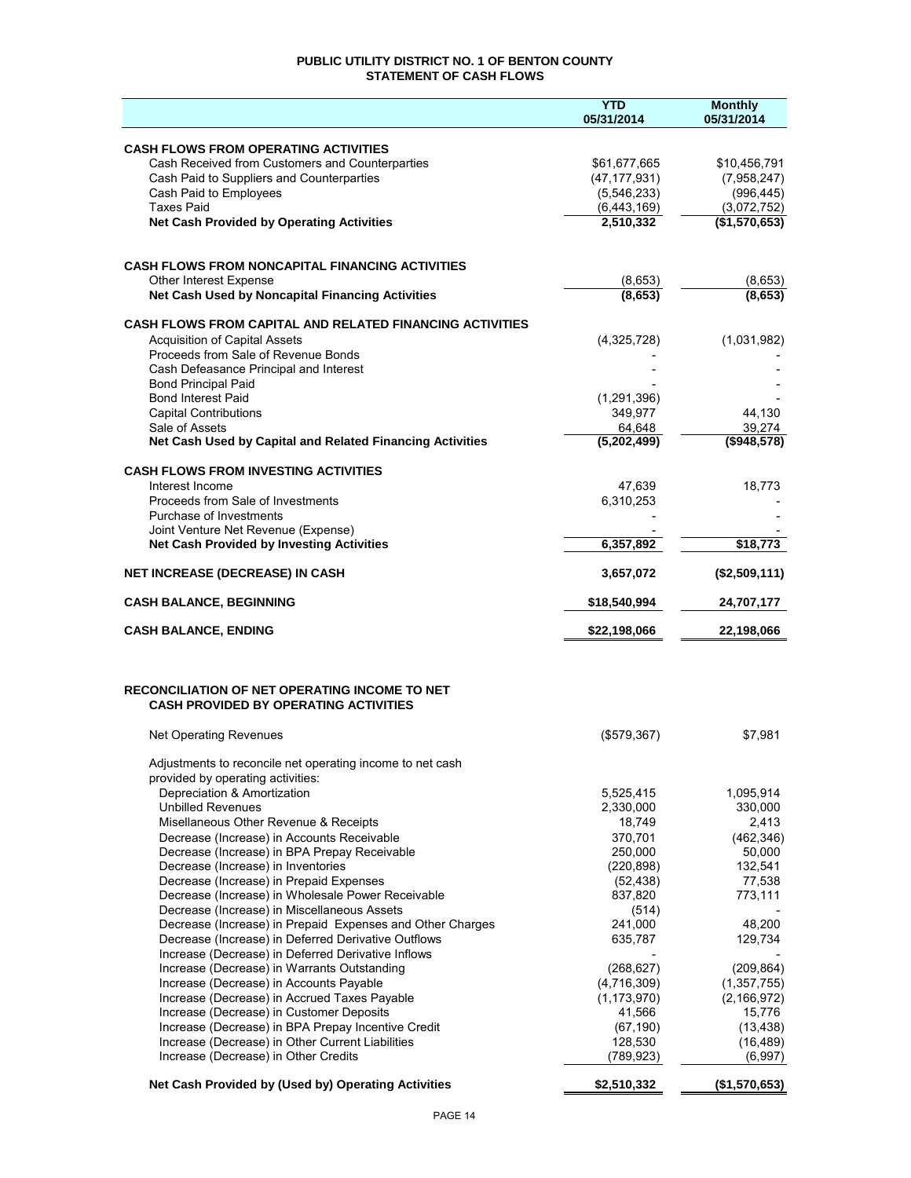# PUBLIC UTILITY DISTRICT NO. 1 OF BENTON COUNTY
## STATEMENT OF CASH FLOWS

| | YTD 05/31/2014 | Monthly 05/31/2014 |
|---|---|---|
| **CASH FLOWS FROM OPERATING ACTIVITIES** | | |
| Cash Received from Customers and Counterparties | $61,677,665 | $10,456,791 |
| Cash Paid to Suppliers and Counterparties | (47,177,931) | (7,958,247) |
| Cash Paid to Employees | (5,546,233) | (996,445) |
| Taxes Paid | (6,443,169) | (3,072,752) |
| **Net Cash Provided by Operating Activities** | **2,510,332** | **($1,570,653)** |
| | | |
| **CASH FLOWS FROM NONCAPITAL FINANCING ACTIVITIES** | | |
| Other Interest Expense | (8,653) | (8,653) |
| **Net Cash Used by Noncapital Financing Activities** | **(8,653)** | **(8,653)** |
| | | |
| **CASH FLOWS FROM CAPITAL AND RELATED FINANCING ACTIVITIES** | | |
| Acquisition of Capital Assets | (4,325,728) | (1,031,982) |
| Proceeds from Sale of Revenue Bonds | - | - |
| Cash Defeasance Principal and Interest | - | - |
| Bond Principal Paid | - | - |
| Bond Interest Paid | (1,291,396) | - |
| Capital Contributions | 349,977 | 44,130 |
| Sale of Assets | 64,648 | 39,274 |
| **Net Cash Used by Capital and Related Financing Activities** | **(5,202,499)** | **($948,578)** |
| | | |
| **CASH FLOWS FROM INVESTING ACTIVITIES** | | |
| Interest Income | 47,639 | 18,773 |
| Proceeds from Sale of Investments | 6,310,253 | - |
| Purchase of Investments | - | - |
| Joint Venture Net Revenue (Expense) | - | - |
| **Net Cash Provided by Investing Activities** | **6,357,892** | **$18,773** |
| | | |
| **NET INCREASE (DECREASE) IN CASH** | **3,657,072** | **($2,509,111)** |
| | | |
| **CASH BALANCE, BEGINNING** | **$18,540,994** | **24,707,177** |
| | | |
| **CASH BALANCE, ENDING** | **$22,198,066** | **22,198,066** |

## RECONCILIATION OF NET OPERATING INCOME TO NET CASH PROVIDED BY OPERATING ACTIVITIES

| | YTD 05/31/2014 | Monthly 05/31/2014 |
|---|---|---|
| Net Operating Revenues | ($579,367) | $7,981 |
| Adjustments to reconcile net operating income to net cash provided by operating activities: | | |
| Depreciation & Amortization | 5,525,415 | 1,095,914 |
| Unbilled Revenues | 2,330,000 | 330,000 |
| Misellaneous Other Revenue & Receipts | 18,749 | 2,413 |
| Decrease (Increase) in Accounts Receivable | 370,701 | (462,346) |
| Decrease (Increase) in BPA Prepay Receivable | 250,000 | 50,000 |
| Decrease (Increase) in Inventories | (220,898) | 132,541 |
| Decrease (Increase) in Prepaid Expenses | (52,438) | 77,538 |
| Decrease (Increase) in Wholesale Power Receivable | 837,820 | 773,111 |
| Decrease (Increase) in Miscellaneous Assets | (514) | - |
| Decrease (Increase) in Prepaid Expenses and Other Charges | 241,000 | 48,200 |
| Decrease (Increase) in Deferred Derivative Outflows | 635,787 | 129,734 |
| Increase (Decrease) in Deferred Derivative Inflows | - | - |
| Increase (Decrease) in Warrants Outstanding | (268,627) | (209,864) |
| Increase (Decrease) in Accounts Payable | (4,716,309) | (1,357,755) |
| Increase (Decrease) in Accrued Taxes Payable | (1,173,970) | (2,166,972) |
| Increase (Decrease) in Customer Deposits | 41,566 | 15,776 |
| Increase (Decrease) in BPA Prepay Incentive Credit | (67,190) | (13,438) |
| Increase (Decrease) in Other Current Liabilities | 128,530 | (16,489) |
| Increase (Decrease) in Other Credits | (789,923) | (6,997) |
| **Net Cash Provided by (Used by) Operating Activities** | **$2,510,332** | **($1,570,653)** |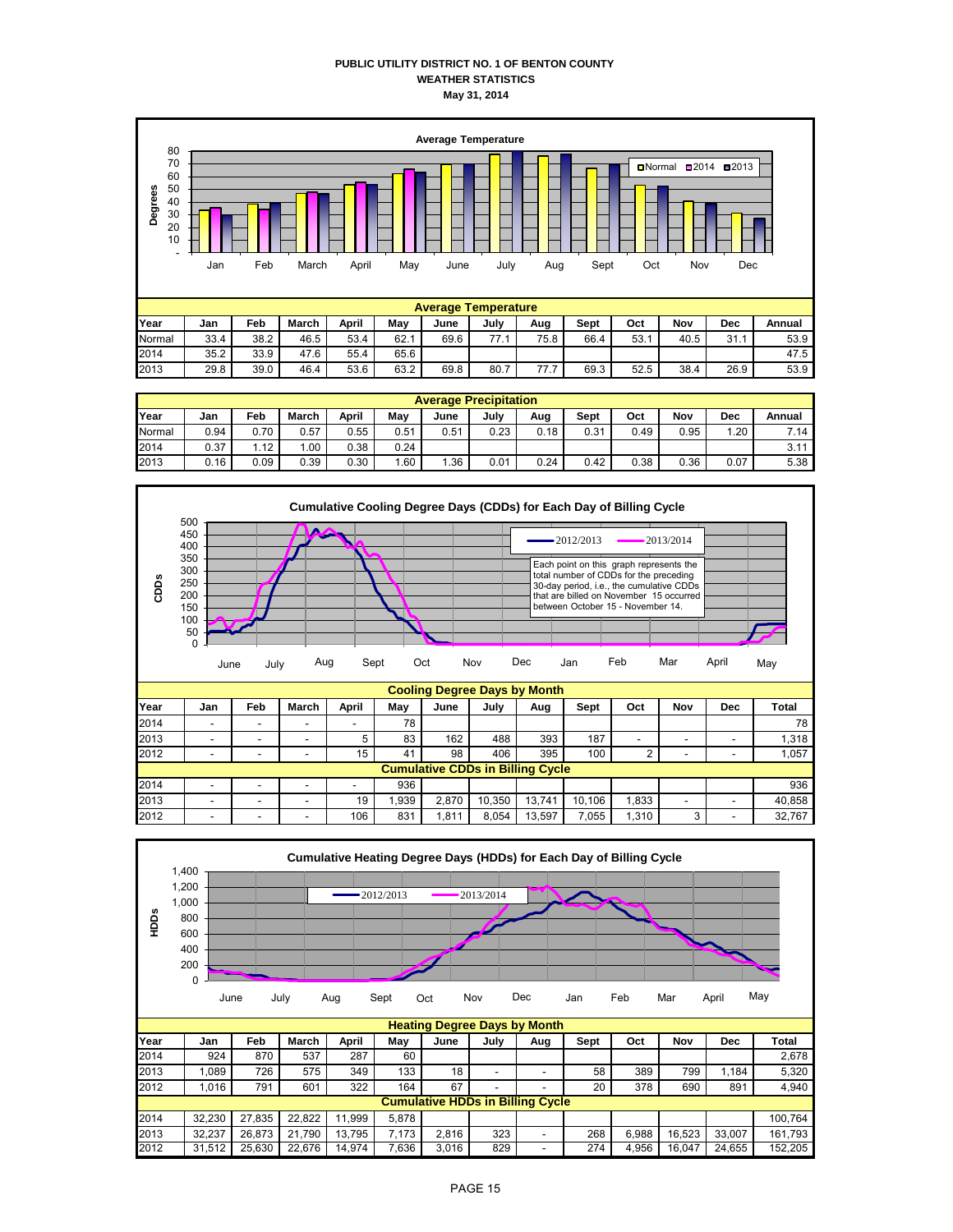**PUBLIC UTILITY DISTRICT NO. 1 OF BENTON COUNTY**
**WEATHER STATISTICS**
**May 31, 2014**

**Average Temperature**

| Year | Jan | Feb | March | April | May | June | July | Aug | Sept | Oct | Nov | Dec | Annual |
|---|---|---|---|---|---|---|---|---|---|---|---|---|---|
| Normal | 33.4 | 38.2 | 46.5 | 53.4 | 62.1 | 69.6 | 77.1 | 75.8 | 66.4 | 53.1 | 40.5 | 31.1 | 53.9 |
| 2014 | 35.2 | 33.9 | 47.6 | 55.4 | 65.6 | | | | | | | | 47.5 |
| 2013 | 29.8 | 39.0 | 46.4 | 53.6 | 63.2 | 69.8 | 80.7 | 77.7 | 69.3 | 52.5 | 38.4 | 26.9 | 53.9 |

**Average Precipitation**

| Year | Jan | Feb | March | April | May | June | July | Aug | Sept | Oct | Nov | Dec | Annual |
|---|---|---|---|---|---|---|---|---|---|---|---|---|---|
| Normal | 0.94 | 0.70 | 0.57 | 0.55 | 0.51 | 0.51 | 0.23 | 0.18 | 0.31 | 0.49 | 0.95 | 1.20 | 7.14 |
| 2014 | 0.37 | 1.12 | 1.00 | 0.38 | 0.24 | | | | | | | | 3.11 |
| 2013 | 0.16 | 0.09 | 0.39 | 0.30 | 1.60 | 1.36 | 0.01 | 0.24 | 0.42 | 0.38 | 0.36 | 0.07 | 5.38 |

**Cumulative Cooling Degree Days (CDDs) for Each Day of Billing Cycle**

Each point on this graph represents the total number of CDDs for the preceding 30-day period, i.e., the cumulative CDDs that are billed on November 15 occurred between October 15 - November 14.

**Cooling Degree Days by Month**

| Year | Jan | Feb | March | April | May | June | July | Aug | Sept | Oct | Nov | Dec | Total |
|---|---|---|---|---|---|---|---|---|---|---|---|---|---|
| 2014 | - | - | - | - | 78 | | | | | | | | 78 |
| 2013 | - | - | - | 5 | 83 | 162 | 488 | 393 | 187 | - | - | - | 1,318 |
| 2012 | - | - | - | 15 | 41 | 98 | 406 | 395 | 100 | 2 | - | - | 1,057 |
| **Cumulative CDDs in Billing Cycle** | | | | | | | | | | | | | |
| 2014 | - | - | - | - | 936 | | | | | | | | 936 |
| 2013 | - | - | - | 19 | 1,939 | 2,870 | 10,350 | 13,741 | 10,106 | 1,833 | - | - | 40,858 |
| 2012 | - | - | - | 106 | 831 | 1,811 | 8,054 | 13,597 | 7,055 | 1,310 | 3 | - | 32,767 |

**Cumulative Heating Degree Days (HDDs) for Each Day of Billing Cycle**

**Heating Degree Days by Month**

| Year | Jan | Feb | March | April | May | June | July | Aug | Sept | Oct | Nov | Dec | Total |
|---|---|---|---|---|---|---|---|---|---|---|---|---|---|
| 2014 | 924 | 870 | 537 | 287 | 60 | | | | | | | | 2,678 |
| 2013 | 1,089 | 726 | 575 | 349 | 133 | 18 | - | - | 58 | 389 | 799 | 1,184 | 5,320 |
| 2012 | 1,016 | 791 | 601 | 322 | 164 | 67 | - | - | 20 | 378 | 690 | 891 | 4,940 |
| **Cumulative HDDs in Billing Cycle** | | | | | | | | | | | | | |
| 2014 | 32,230 | 27,835 | 22,822 | 11,999 | 5,878 | | | | | | | | 100,764 |
| 2013 | 32,237 | 26,873 | 21,790 | 13,795 | 7,173 | 2,816 | 323 | - | 268 | 6,988 | 16,523 | 33,007 | 161,793 |
| 2012 | 31,512 | 25,630 | 22,676 | 14,974 | 7,636 | 3,016 | 829 | - | 274 | 4,956 | 16,047 | 24,655 | 152,205 |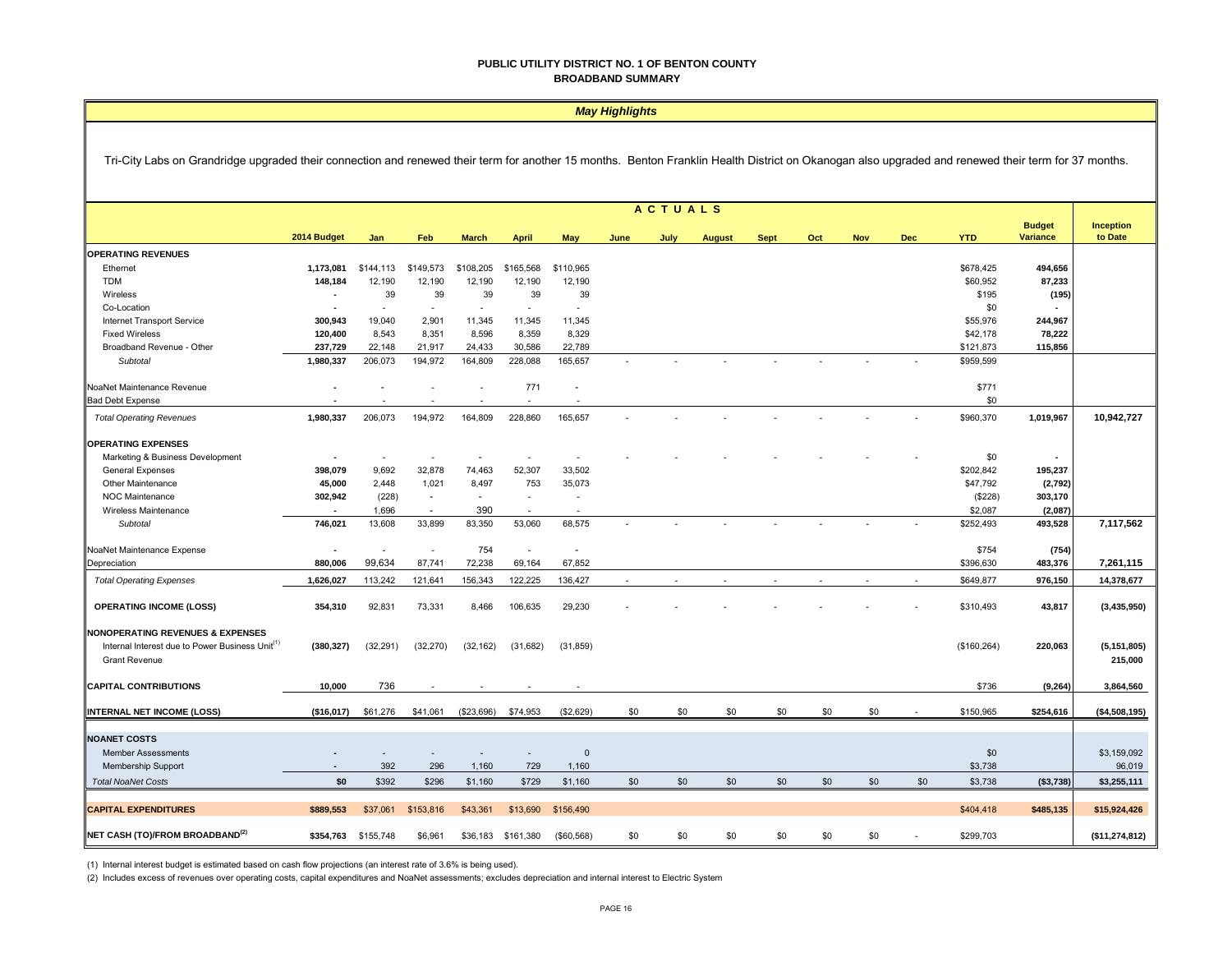# PUBLIC UTILITY DISTRICT NO. 1 OF BENTON COUNTY
## BROADBAND SUMMARY

### *May Highlights*

Tri-City Labs on Grandridge upgraded their connection and renewed their term for another 15 months. Benton Franklin Health District on Okanogan also upgraded and renewed their term for 37 months.

| | 2014 Budget | Jan | Feb | March | April | May | June | July | August | Sept | Oct | Nov | Dec | YTD | Budget Variance | Inception to Date |
|---|---|---|---|---|---|---|---|---|---|---|---|---|---|---|---|---|
| | | ACTUALS | | | | | | | | | | | | | | |
| **OPERATING REVENUES** | | | | | | | | | | | | | | | | |
| Ethernet | 1,173,081 | $144,113 | $149,573 | $108,205 | $165,568 | $110,965 | | | | | | | | $678,425 | 494,656 | |
| TDM | 148,184 | 12,190 | 12,190 | 12,190 | 12,190 | 12,190 | | | | | | | | $60,952 | 87,233 | |
| Wireless | - | 39 | 39 | 39 | 39 | 39 | | | | | | | | $195 | (195) | |
| Co-Location | - | - | - | - | - | - | | | | | | | | $0 | - | |
| Internet Transport Service | 300,943 | 19,040 | 2,901 | 11,345 | 11,345 | 11,345 | | | | | | | | $55,976 | 244,967 | |
| Fixed Wireless | 120,400 | 8,543 | 8,351 | 8,596 | 8,359 | 8,329 | | | | | | | | $42,178 | 78,222 | |
| Broadband Revenue - Other | 237,729 | 22,148 | 21,917 | 24,433 | 30,586 | 22,789 | | | | | | | | $121,873 | 115,856 | |
| *Subtotal* | 1,980,337 | 206,073 | 194,972 | 164,809 | 228,088 | 165,657 | - | - | - | - | - | - | - | $959,599 | | |
| NoaNet Maintenance Revenue | - | - | - | - | 771 | - | | | | | | | | $771 | | |
| Bad Debt Expense | - | - | - | - | - | - | | | | | | | | $0 | | |
| *Total Operating Revenues* | 1,980,337 | 206,073 | 194,972 | 164,809 | 228,860 | 165,657 | - | - | - | - | - | - | - | $960,370 | 1,019,967 | 10,942,727 |
| **OPERATING EXPENSES** | | | | | | | | | | | | | | | | |
| Marketing & Business Development | - | - | - | - | - | - | - | - | - | - | - | - | - | $0 | - | |
| General Expenses | 398,079 | 9,692 | 32,878 | 74,463 | 52,307 | 33,502 | | | | | | | | $202,842 | 195,237 | |
| Other Maintenance | 45,000 | 2,448 | 1,021 | 8,497 | 753 | 35,073 | | | | | | | | $47,792 | (2,792) | |
| NOC Maintenance | 302,942 | (228) | - | - | - | - | | | | | | | | ($228) | 303,170 | |
| Wireless Maintenance | - | 1,696 | - | 390 | - | - | | | | | | | | $2,087 | (2,087) | |
| *Subtotal* | 746,021 | 13,608 | 33,899 | 83,350 | 53,060 | 68,575 | - | - | - | - | - | - | - | $252,493 | 493,528 | 7,117,562 |
| NoaNet Maintenance Expense | - | - | - | 754 | - | - | | | | | | | | $754 | (754) | |
| Depreciation | 880,006 | 99,634 | 87,741 | 72,238 | 69,164 | 67,852 | | | | | | | | $396,630 | 483,376 | 7,261,115 |
| *Total Operating Expenses* | 1,626,027 | 113,242 | 121,641 | 156,343 | 122,225 | 136,427 | - | - | - | - | - | - | - | $649,877 | 976,150 | 14,378,677 |
| **OPERATING INCOME (LOSS)** | 354,310 | 92,831 | 73,331 | 8,466 | 106,635 | 29,230 | - | - | - | - | - | - | - | $310,493 | 43,817 | (3,435,950) |
| **NONOPERATING REVENUES & EXPENSES** | | | | | | | | | | | | | | | | |
| Internal Interest due to Power Business Unit(1) | (380,327) | (32,291) | (32,270) | (32,162) | (31,682) | (31,859) | | | | | | | | ($160,264) | 220,063 | (5,151,805) |
| Grant Revenue | | | | | | | | | | | | | | | | 215,000 |
| **CAPITAL CONTRIBUTIONS** | 10,000 | 736 | - | - | - | - | | | | | | | | $736 | (9,264) | 3,864,560 |
| **INTERNAL NET INCOME (LOSS)** | ($16,017) | $61,276 | $41,061 | ($23,696) | $74,953 | ($2,629) | $0 | $0 | $0 | $0 | $0 | $0 | - | $150,965 | $254,616 | ($4,508,195) |
| **NOANET COSTS** | | | | | | | | | | | | | | | | |
| Member Assessments | - | - | - | - | - | 0 | | | | | | | | $0 | | $3,159,092 |
| Membership Support | - | 392 | 296 | 1,160 | 729 | 1,160 | | | | | | | | $3,738 | | 96,019 |
| *Total NoaNet Costs* | $0 | $392 | $296 | $1,160 | $729 | $1,160 | $0 | $0 | $0 | $0 | $0 | $0 | $0 | $3,738 | ($3,738) | $3,255,111 |
| **CAPITAL EXPENDITURES** | $889,553 | $37,061 | $153,816 | $43,361 | $13,690 | $156,490 | | | | | | | | $404,418 | $485,135 | $15,924,426 |
| **NET CASH (TO)/FROM BROADBAND(2)** | $354,763 | $155,748 | $6,961 | $36,183 | $161,380 | ($60,568) | $0 | $0 | $0 | $0 | $0 | $0 | - | $299,703 | | ($11,274,812) |

(1) Internal interest budget is estimated based on cash flow projections (an interest rate of 3.6% is being used).

(2) Includes excess of revenues over operating costs, capital expenditures and NoaNet assessments; excludes depreciation and internal interest to Electric System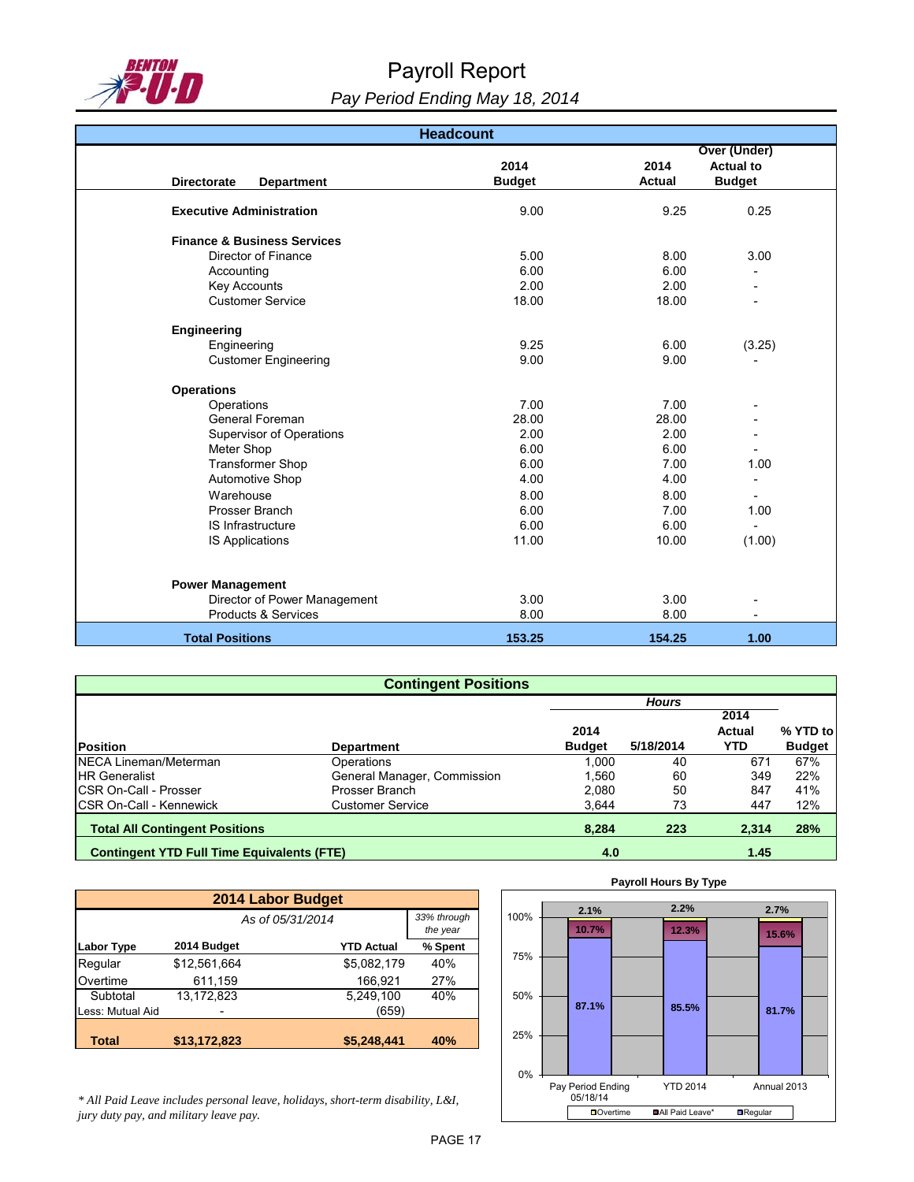# Payroll Report

*Pay Period Ending May 18, 2014*

| Headcount | | | |
|---|---|---|---|
| **Directorate Department** | **2014 Budget** | **2014 Actual** | **Over (Under) Actual to Budget** |
| **Executive Administration** | 9.00 | 9.25 | 0.25 |
| **Finance & Business Services** | | | |
| Director of Finance | 5.00 | 8.00 | 3.00 |
| Accounting | 6.00 | 6.00 | - |
| Key Accounts | 2.00 | 2.00 | - |
| Customer Service | 18.00 | 18.00 | - |
| **Engineering** | | | |
| Engineering | 9.25 | 6.00 | (3.25) |
| Customer Engineering | 9.00 | 9.00 | - |
| **Operations** | | | |
| Operations | 7.00 | 7.00 | - |
| General Foreman | 28.00 | 28.00 | - |
| Supervisor of Operations | 2.00 | 2.00 | - |
| Meter Shop | 6.00 | 6.00 | - |
| Transformer Shop | 6.00 | 7.00 | 1.00 |
| Automotive Shop | 4.00 | 4.00 | - |
| Warehouse | 8.00 | 8.00 | - |
| Prosser Branch | 6.00 | 7.00 | 1.00 |
| IS Infrastructure | 6.00 | 6.00 | - |
| IS Applications | 11.00 | 10.00 | (1.00) |
| **Power Management** | | | |
| Director of Power Management | 3.00 | 3.00 | - |
| Products & Services | 8.00 | 8.00 | - |
| **Total Positions** | **153.25** | **154.25** | **1.00** |

| Contingent Positions | | | | | |
|---|---|---|---|---|---|
| | | *Hours* | | | |
| **Position** | **Department** | **2014 Budget** | **5/18/2014** | **2014 Actual YTD** | **% YTD to Budget** |
| NECA Lineman/Meterman | Operations | 1,000 | 40 | 671 | 67% |
| HR Generalist | General Manager, Commission | 1,560 | 60 | 349 | 22% |
| CSR On-Call - Prosser | Prosser Branch | 2,080 | 50 | 847 | 41% |
| CSR On-Call - Kennewick | Customer Service | 3,644 | 73 | 447 | 12% |
| **Total All Contingent Positions** | | **8,284** | **223** | **2,314** | **28%** |
| **Contingent YTD Full Time Equivalents (FTE)** | | **4.0** | | **1.45** | |

| 2014 Labor Budget | | | |
|---|---|---|---|
| | *As of 05/31/2014* | | *33% through the year* |
| **Labor Type** | **2014 Budget** | **YTD Actual** | **% Spent** |
| Regular | $12,561,664 | $5,082,179 | 40% |
| Overtime | 611,159 | 166,921 | 27% |
| Subtotal | 13,172,823 | 5,249,100 | 40% |
| Less: Mutual Aid | - | (659) | |
| **Total** | **$13,172,823** | **$5,248,441** | **40%** |

**Payroll Hours By Type**

100%
75%
50%
25%
0%

Pay Period Ending 05/18/14: 2.1%, 10.7%, 87.1%
YTD 2014: 2.2%, 12.3%, 85.5%
Annual 2013: 2.7%, 15.6%, 81.7%

Overtime
All Paid Leave*
Regular

*\* All Paid Leave includes personal leave, holidays, short-term disability, L&I, jury duty pay, and military leave pay.*